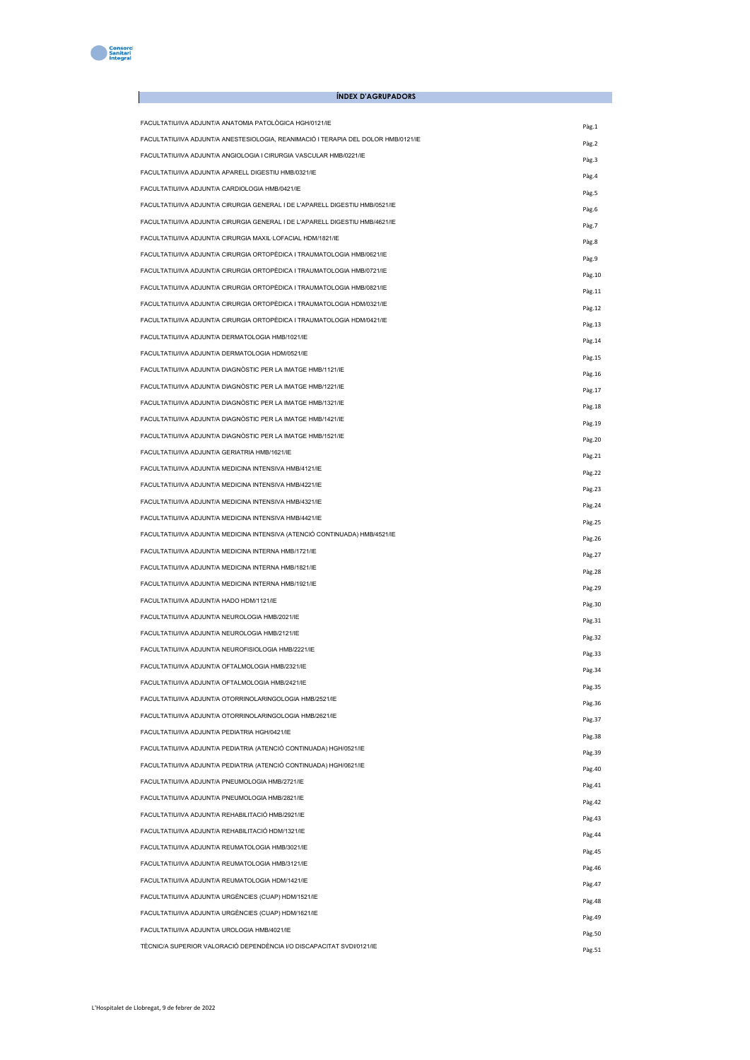# ÍNDEX D'AGRUPADORS

| | |
|---|---|
| FACULTATIU/IVA ADJUNT/A ANATOMIA PATOLÒGICA HGH/0121/IE | Pàg.1 |
| FACULTATIU/IVA ADJUNT/A ANESTESIOLOGIA, REANIMACIÓ I TERAPIA DEL DOLOR HMB/0121/IE | Pàg.2 |
| FACULTATIU/IVA ADJUNT/A ANGIOLOGIA I CIRURGIA VASCULAR HMB/0221/IE | Pàg.3 |
| FACULTATIU/IVA ADJUNT/A APARELL DIGESTIU HMB/0321/IE | Pàg.4 |
| FACULTATIU/IVA ADJUNT/A CARDIOLOGIA HMB/0421/IE | Pàg.5 |
| FACULTATIU/IVA ADJUNT/A CIRURGIA GENERAL I DE L'APARELL DIGESTIU HMB/0521/IE | Pàg.6 |
| FACULTATIU/IVA ADJUNT/A CIRURGIA GENERAL I DE L'APARELL DIGESTIU HMB/4621/IE | Pàg.7 |
| FACULTATIU/IVA ADJUNT/A CIRURGIA MAXIL·LOFACIAL HDM/1821/IE | Pàg.8 |
| FACULTATIU/IVA ADJUNT/A CIRURGIA ORTOPÈDICA I TRAUMATOLOGIA HMB/0621/IE | Pàg.9 |
| FACULTATIU/IVA ADJUNT/A CIRURGIA ORTOPÈDICA I TRAUMATOLOGIA HMB/0721/IE | Pàg.10 |
| FACULTATIU/IVA ADJUNT/A CIRURGIA ORTOPÈDICA I TRAUMATOLOGIA HMB/0821/IE | Pàg.11 |
| FACULTATIU/IVA ADJUNT/A CIRURGIA ORTOPÈDICA I TRAUMATOLOGIA HDM/0321/IE | Pàg.12 |
| FACULTATIU/IVA ADJUNT/A CIRURGIA ORTOPÈDICA I TRAUMATOLOGIA HDM/0421/IE | Pàg.13 |
| FACULTATIU/IVA ADJUNT/A DERMATOLOGIA HMB/1021/IE | Pàg.14 |
| FACULTATIU/IVA ADJUNT/A DERMATOLOGIA HDM/0521/IE | Pàg.15 |
| FACULTATIU/IVA ADJUNT/A DIAGNÒSTIC PER LA IMATGE HMB/1121/IE | Pàg.16 |
| FACULTATIU/IVA ADJUNT/A DIAGNÒSTIC PER LA IMATGE HMB/1221/IE | Pàg.17 |
| FACULTATIU/IVA ADJUNT/A DIAGNÒSTIC PER LA IMATGE HMB/1321/IE | Pàg.18 |
| FACULTATIU/IVA ADJUNT/A DIAGNÒSTIC PER LA IMATGE HMB/1421/IE | Pàg.19 |
| FACULTATIU/IVA ADJUNT/A DIAGNÒSTIC PER LA IMATGE HMB/1521/IE | Pàg.20 |
| FACULTATIU/IVA ADJUNT/A GERIATRIA HMB/1621/IE | Pàg.21 |
| FACULTATIU/IVA ADJUNT/A MEDICINA INTENSIVA HMB/4121/IE | Pàg.22 |
| FACULTATIU/IVA ADJUNT/A MEDICINA INTENSIVA HMB/4221/IE | Pàg.23 |
| FACULTATIU/IVA ADJUNT/A MEDICINA INTENSIVA HMB/4321/IE | Pàg.24 |
| FACULTATIU/IVA ADJUNT/A MEDICINA INTENSIVA HMB/4421/IE | Pàg.25 |
| FACULTATIU/IVA ADJUNT/A MEDICINA INTENSIVA (ATENCIÓ CONTINUADA) HMB/4521/IE | Pàg.26 |
| FACULTATIU/IVA ADJUNT/A MEDICINA INTERNA HMB/1721/IE | Pàg.27 |
| FACULTATIU/IVA ADJUNT/A MEDICINA INTERNA HMB/1821/IE | Pàg.28 |
| FACULTATIU/IVA ADJUNT/A MEDICINA INTERNA HMB/1921/IE | Pàg.29 |
| FACULTATIU/IVA ADJUNT/A HADO HDM/1121/IE | Pàg.30 |
| FACULTATIU/IVA ADJUNT/A NEUROLOGIA HMB/2021/IE | Pàg.31 |
| FACULTATIU/IVA ADJUNT/A NEUROLOGIA HMB/2121/IE | Pàg.32 |
| FACULTATIU/IVA ADJUNT/A NEUROFISIOLOGIA HMB/2221/IE | Pàg.33 |
| FACULTATIU/IVA ADJUNT/A OFTALMOLOGIA HMB/2321/IE | Pàg.34 |
| FACULTATIU/IVA ADJUNT/A OFTALMOLOGIA HMB/2421/IE | Pàg.35 |
| FACULTATIU/IVA ADJUNT/A OTORRINOLARINGOLOGIA HMB/2521/IE | Pàg.36 |
| FACULTATIU/IVA ADJUNT/A OTORRINOLARINGOLOGIA HMB/2621/IE | Pàg.37 |
| FACULTATIU/IVA ADJUNT/A PEDIATRIA HGH/0421/IE | Pàg.38 |
| FACULTATIU/IVA ADJUNT/A PEDIATRIA (ATENCIÓ CONTINUADA) HGH/0521/IE | Pàg.39 |
| FACULTATIU/IVA ADJUNT/A PEDIATRIA (ATENCIÓ CONTINUADA) HGH/0621/IE | Pàg.40 |
| FACULTATIU/IVA ADJUNT/A PNEUMOLOGIA HMB/2721/IE | Pàg.41 |
| FACULTATIU/IVA ADJUNT/A PNEUMOLOGIA HMB/2821/IE | Pàg.42 |
| FACULTATIU/IVA ADJUNT/A REHABILITACIÓ HMB/2921/IE | Pàg.43 |
| FACULTATIU/IVA ADJUNT/A REHABILITACIÓ HDM/1321/IE | Pàg.44 |
| FACULTATIU/IVA ADJUNT/A REUMATOLOGIA HMB/3021/IE | Pàg.45 |
| FACULTATIU/IVA ADJUNT/A REUMATOLOGIA HMB/3121/IE | Pàg.46 |
| FACULTATIU/IVA ADJUNT/A REUMATOLOGIA HDM/1421/IE | Pàg.47 |
| FACULTATIU/IVA ADJUNT/A URGÈNCIES (CUAP) HDM/1521/IE | Pàg.48 |
| FACULTATIU/IVA ADJUNT/A URGÈNCIES (CUAP) HDM/1621/IE | Pàg.49 |
| FACULTATIU/IVA ADJUNT/A UROLOGIA HMB/4021/IE | Pàg.50 |
| TÈCNIC/A SUPERIOR VALORACIÓ DEPENDÈNCIA I/O DISCAPACITAT SVDI/0121/IE | Pàg.51 |

L'Hospitalet de Llobregat, 9 de febrer de 2022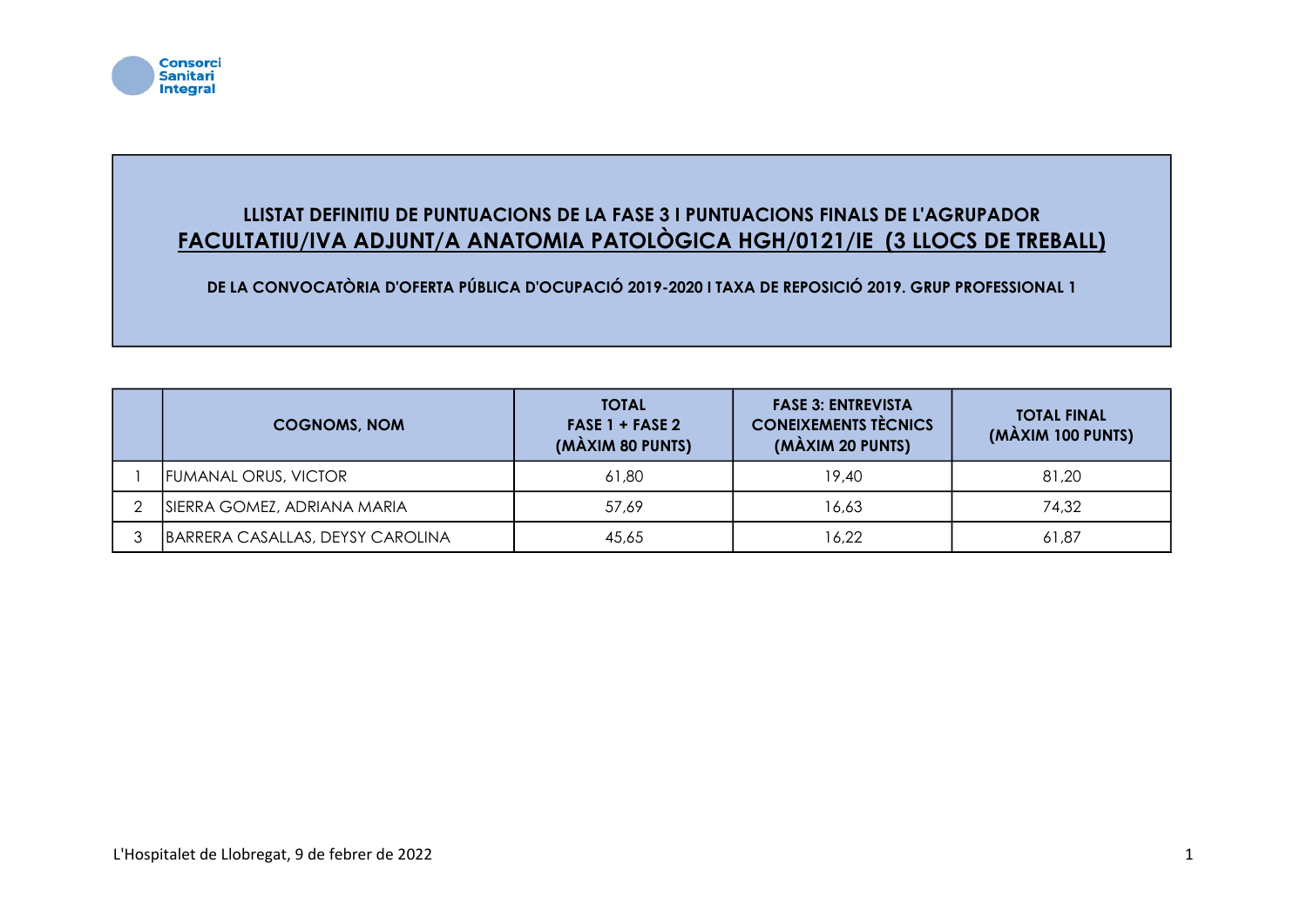## LLISTAT DEFINITIU DE PUNTUACIONS DE LA FASE 3 I PUNTUACIONS FINALS DE L'AGRUPADOR

## FACULTATIU/IVA ADJUNT/A ANATOMIA PATOLÒGICA HGH/0121/IE (3 LLOCS DE TREBALL)

**DE LA CONVOCATÒRIA D'OFERTA PÚBLICA D'OCUPACIÓ 2019-2020 I TAXA DE REPOSICIÓ 2019. GRUP PROFESSIONAL 1**

| | COGNOMS, NOM | TOTAL FASE 1 + FASE 2 (MÀXIM 80 PUNTS) | FASE 3: ENTREVISTA CONEIXEMENTS TÈCNICS (MÀXIM 20 PUNTS) | TOTAL FINAL (MÀXIM 100 PUNTS) |
|---|---|---|---|---|
| 1 | FUMANAL ORUS, VICTOR | 61,80 | 19,40 | 81,20 |
| 2 | SIERRA GOMEZ, ADRIANA MARIA | 57,69 | 16,63 | 74,32 |
| 3 | BARRERA CASALLAS, DEYSY CAROLINA | 45,65 | 16,22 | 61,87 |

L'Hospitalet de Llobregat, 9 de febrer de 2022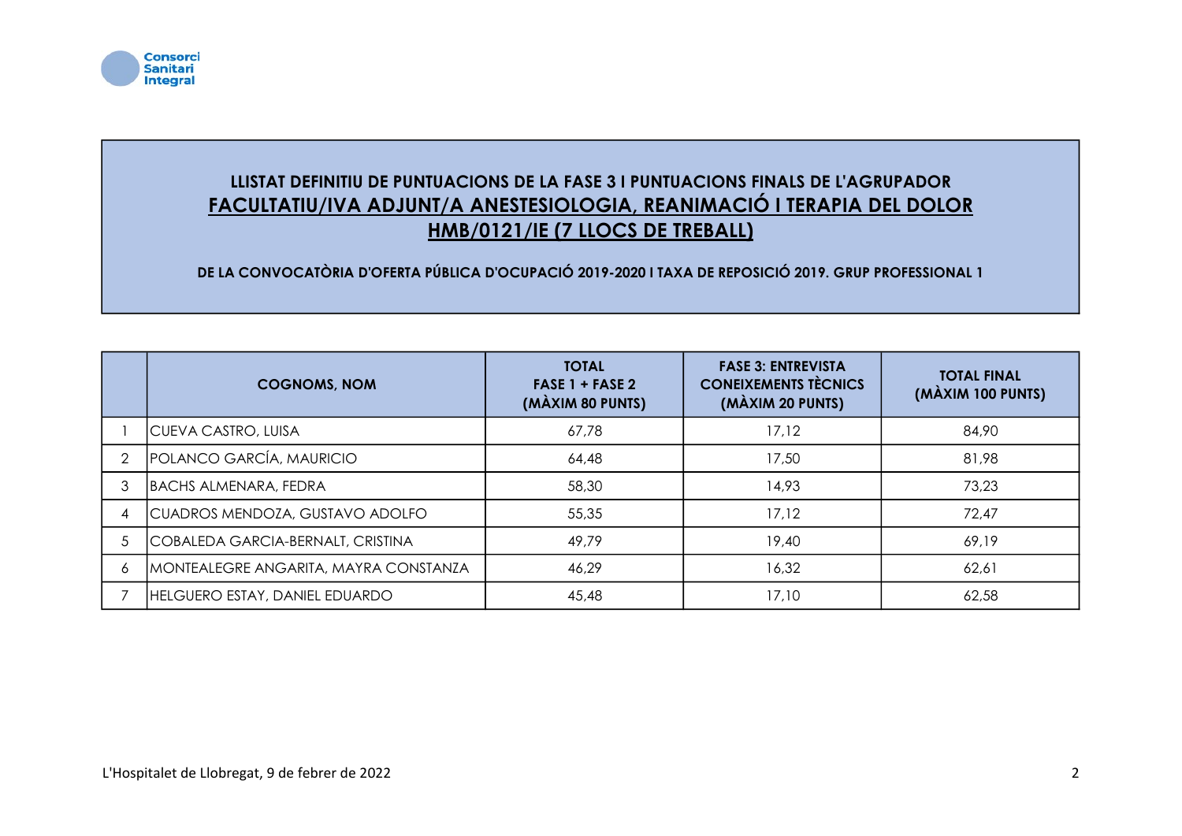Consorci Sanitari Integral

**LLISTAT DEFINITIU DE PUNTUACIONS DE LA FASE 3 I PUNTUACIONS FINALS DE L'AGRUPADOR**

**FACULTATIU/IVA ADJUNT/A ANESTESIOLOGIA, REANIMACIÓ I TERAPIA DEL DOLOR**

**HMB/0121/IE (7 LLOCS DE TREBALL)**

**DE LA CONVOCATÒRIA D'OFERTA PÚBLICA D'OCUPACIÓ 2019-2020 I TAXA DE REPOSICIÓ 2019. GRUP PROFESSIONAL 1**

| | COGNOMS, NOM | TOTAL FASE 1 + FASE 2 (MÀXIM 80 PUNTS) | FASE 3: ENTREVISTA CONEIXEMENTS TÈCNICS (MÀXIM 20 PUNTS) | TOTAL FINAL (MÀXIM 100 PUNTS) |
|---|---|---|---|---|
| 1 | CUEVA CASTRO, LUISA | 67,78 | 17,12 | 84,90 |
| 2 | POLANCO GARCÍA, MAURICIO | 64,48 | 17,50 | 81,98 |
| 3 | BACHS ALMENARA, FEDRA | 58,30 | 14,93 | 73,23 |
| 4 | CUADROS MENDOZA, GUSTAVO ADOLFO | 55,35 | 17,12 | 72,47 |
| 5 | COBALEDA GARCIA-BERNALT, CRISTINA | 49,79 | 19,40 | 69,19 |
| 6 | MONTEALEGRE ANGARITA, MAYRA CONSTANZA | 46,29 | 16,32 | 62,61 |
| 7 | HELGUERO ESTAY, DANIEL EDUARDO | 45,48 | 17,10 | 62,58 |

L'Hospitalet de Llobregat, 9 de febrer de 2022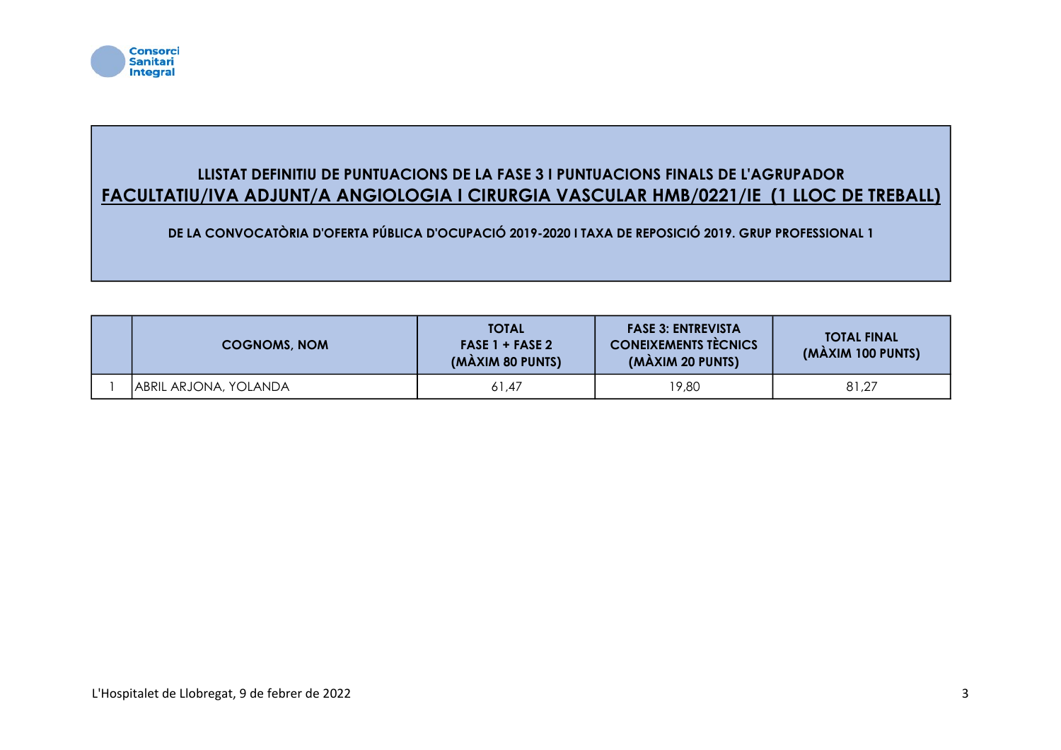Consorci Sanitari Integral

**LLISTAT DEFINITIU DE PUNTUACIONS DE LA FASE 3 I PUNTUACIONS FINALS DE L'AGRUPADOR**

**FACULTATIU/IVA ADJUNT/A ANGIOLOGIA I CIRURGIA VASCULAR HMB/0221/IE (1 LLOC DE TREBALL)**

**DE LA CONVOCATÒRIA D'OFERTA PÚBLICA D'OCUPACIÓ 2019-2020 I TAXA DE REPOSICIÓ 2019. GRUP PROFESSIONAL 1**

| | COGNOMS, NOM | TOTAL FASE 1 + FASE 2 (MÀXIM 80 PUNTS) | FASE 3: ENTREVISTA CONEIXEMENTS TÈCNICS (MÀXIM 20 PUNTS) | TOTAL FINAL (MÀXIM 100 PUNTS) |
|---|---|---|---|---|
| 1 | ABRIL ARJONA, YOLANDA | 61,47 | 19,80 | 81,27 |

L'Hospitalet de Llobregat, 9 de febrer de 2022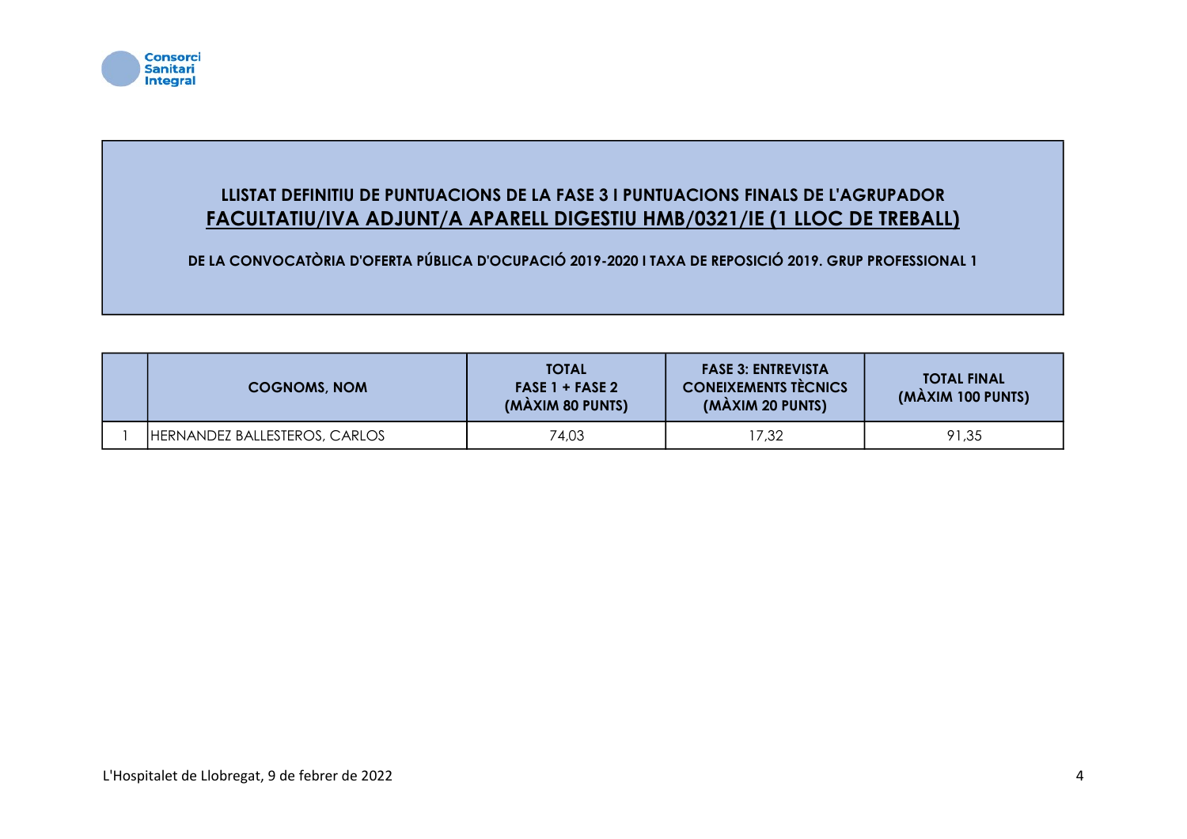## LLISTAT DEFINITIU DE PUNTUACIONS DE LA FASE 3 I PUNTUACIONS FINALS DE L'AGRUPADOR FACULTATIU/IVA ADJUNT/A APARELL DIGESTIU HMB/0321/IE (1 LLOC DE TREBALL)

**DE LA CONVOCATÒRIA D'OFERTA PÚBLICA D'OCUPACIÓ 2019-2020 I TAXA DE REPOSICIÓ 2019. GRUP PROFESSIONAL 1**

| | COGNOMS, NOM | TOTAL FASE 1 + FASE 2 (MÀXIM 80 PUNTS) | FASE 3: ENTREVISTA CONEIXEMENTS TÈCNICS (MÀXIM 20 PUNTS) | TOTAL FINAL (MÀXIM 100 PUNTS) |
|---|---|---|---|---|
| 1 | HERNANDEZ BALLESTEROS, CARLOS | 74,03 | 17,32 | 91,35 |

L'Hospitalet de Llobregat, 9 de febrer de 2022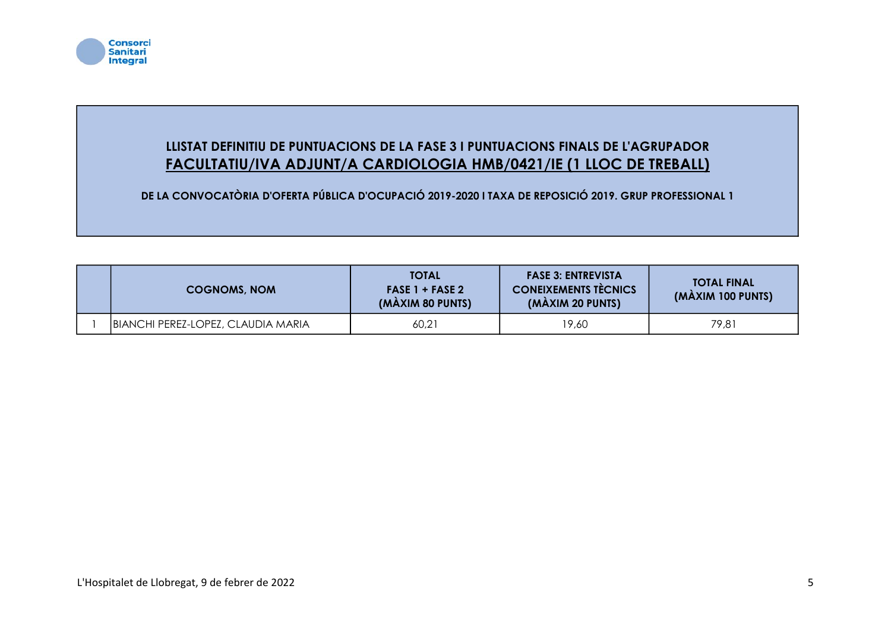Consorci Sanitari Integral

## LLISTAT DEFINITIU DE PUNTUACIONS DE LA FASE 3 I PUNTUACIONS FINALS DE L'AGRUPADOR

## FACULTATIU/IVA ADJUNT/A CARDIOLOGIA HMB/0421/IE (1 LLOC DE TREBALL)

**DE LA CONVOCATÒRIA D'OFERTA PÚBLICA D'OCUPACIÓ 2019-2020 I TAXA DE REPOSICIÓ 2019. GRUP PROFESSIONAL 1**

| | COGNOMS, NOM | TOTAL FASE 1 + FASE 2 (MÀXIM 80 PUNTS) | FASE 3: ENTREVISTA CONEIXEMENTS TÈCNICS (MÀXIM 20 PUNTS) | TOTAL FINAL (MÀXIM 100 PUNTS) |
|---|---|---|---|---|
| 1 | BIANCHI PEREZ-LOPEZ, CLAUDIA MARIA | 60,21 | 19,60 | 79,81 |

L'Hospitalet de Llobregat, 9 de febrer de 2022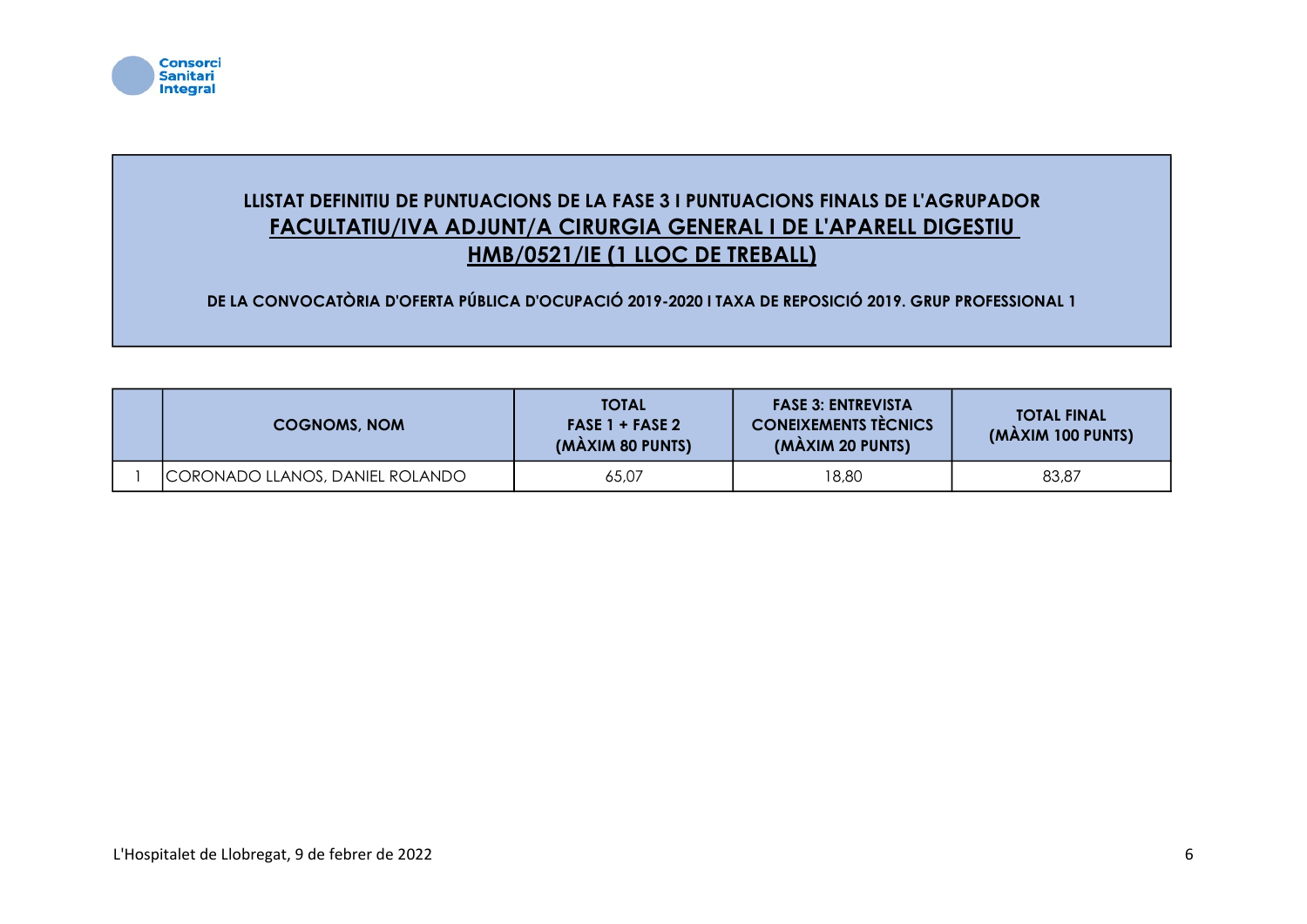Consorci Sanitari Integral

**LLISTAT DEFINITIU DE PUNTUACIONS DE LA FASE 3 I PUNTUACIONS FINALS DE L'AGRUPADOR**

**FACULTATIU/IVA ADJUNT/A CIRURGIA GENERAL I DE L'APARELL DIGESTIU**

**HMB/0521/IE (1 LLOC DE TREBALL)**

**DE LA CONVOCATÒRIA D'OFERTA PÚBLICA D'OCUPACIÓ 2019-2020 I TAXA DE REPOSICIÓ 2019. GRUP PROFESSIONAL 1**

| | COGNOMS, NOM | TOTAL FASE 1 + FASE 2 (MÀXIM 80 PUNTS) | FASE 3: ENTREVISTA CONEIXEMENTS TÈCNICS (MÀXIM 20 PUNTS) | TOTAL FINAL (MÀXIM 100 PUNTS) |
|---|---|---|---|---|
| 1 | CORONADO LLANOS, DANIEL ROLANDO | 65,07 | 18,80 | 83,87 |

L'Hospitalet de Llobregat, 9 de febrer de 2022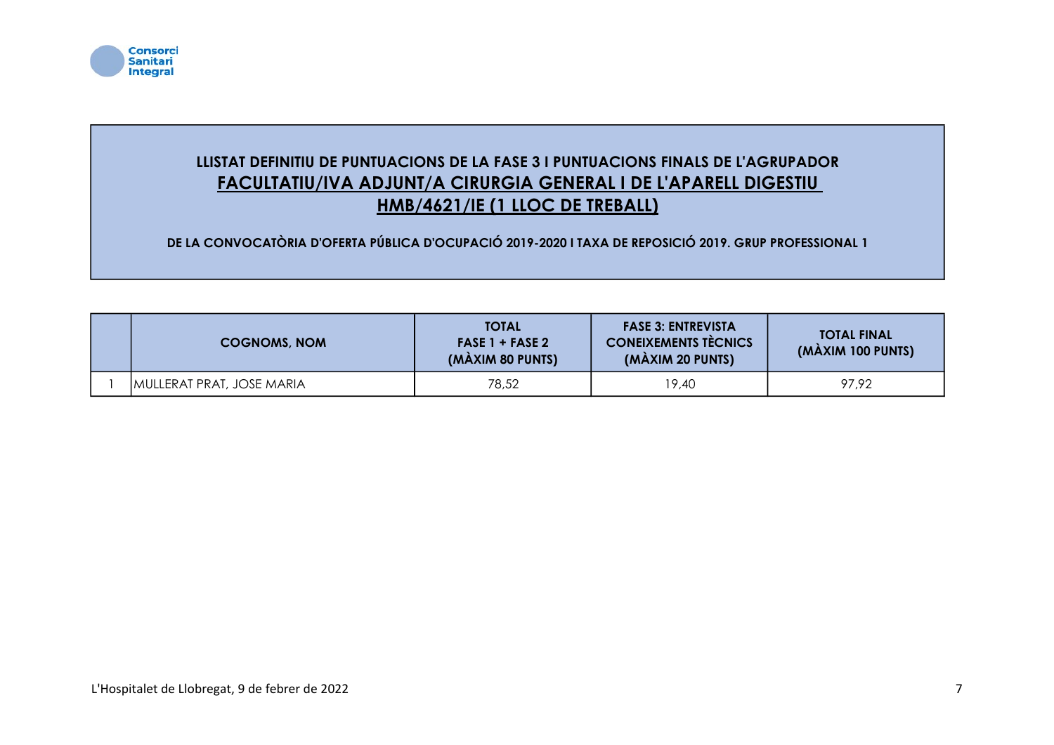Consorci Sanitari Integral

**LLISTAT DEFINITIU DE PUNTUACIONS DE LA FASE 3 I PUNTUACIONS FINALS DE L'AGRUPADOR**

**FACULTATIU/IVA ADJUNT/A CIRURGIA GENERAL I DE L'APARELL DIGESTIU**

**HMB/4621/IE (1 LLOC DE TREBALL)**

**DE LA CONVOCATÒRIA D'OFERTA PÚBLICA D'OCUPACIÓ 2019-2020 I TAXA DE REPOSICIÓ 2019. GRUP PROFESSIONAL 1**

| | COGNOMS, NOM | TOTAL FASE 1 + FASE 2 (MÀXIM 80 PUNTS) | FASE 3: ENTREVISTA CONEIXEMENTS TÈCNICS (MÀXIM 20 PUNTS) | TOTAL FINAL (MÀXIM 100 PUNTS) |
|---|---|---|---|---|
| 1 | MULLERAT PRAT, JOSE MARIA | 78,52 | 19,40 | 97,92 |

L'Hospitalet de Llobregat, 9 de febrer de 2022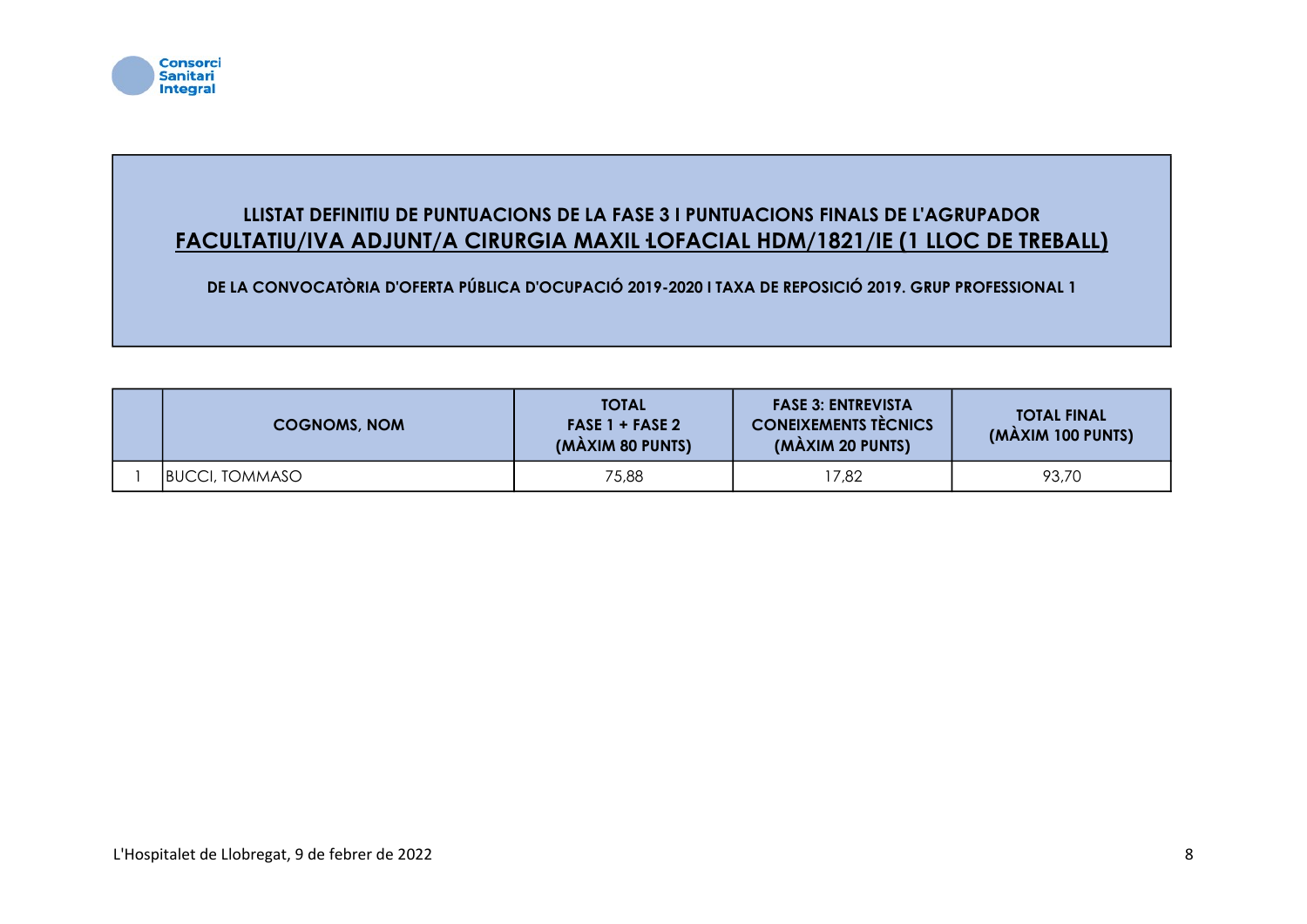**LLISTAT DEFINITIU DE PUNTUACIONS DE LA FASE 3 I PUNTUACIONS FINALS DE L'AGRUPADOR**

**FACULTATIU/IVA ADJUNT/A CIRURGIA MAXIL·LOFACIAL HDM/1821/IE (1 LLOC DE TREBALL)**

**DE LA CONVOCATÒRIA D'OFERTA PÚBLICA D'OCUPACIÓ 2019-2020 I TAXA DE REPOSICIÓ 2019. GRUP PROFESSIONAL 1**

| | COGNOMS, NOM | TOTAL FASE 1 + FASE 2 (MÀXIM 80 PUNTS) | FASE 3: ENTREVISTA CONEIXEMENTS TÈCNICS (MÀXIM 20 PUNTS) | TOTAL FINAL (MÀXIM 100 PUNTS) |
|---|---|---|---|---|
| 1 | BUCCI, TOMMASO | 75,88 | 17,82 | 93,70 |

L'Hospitalet de Llobregat, 9 de febrer de 2022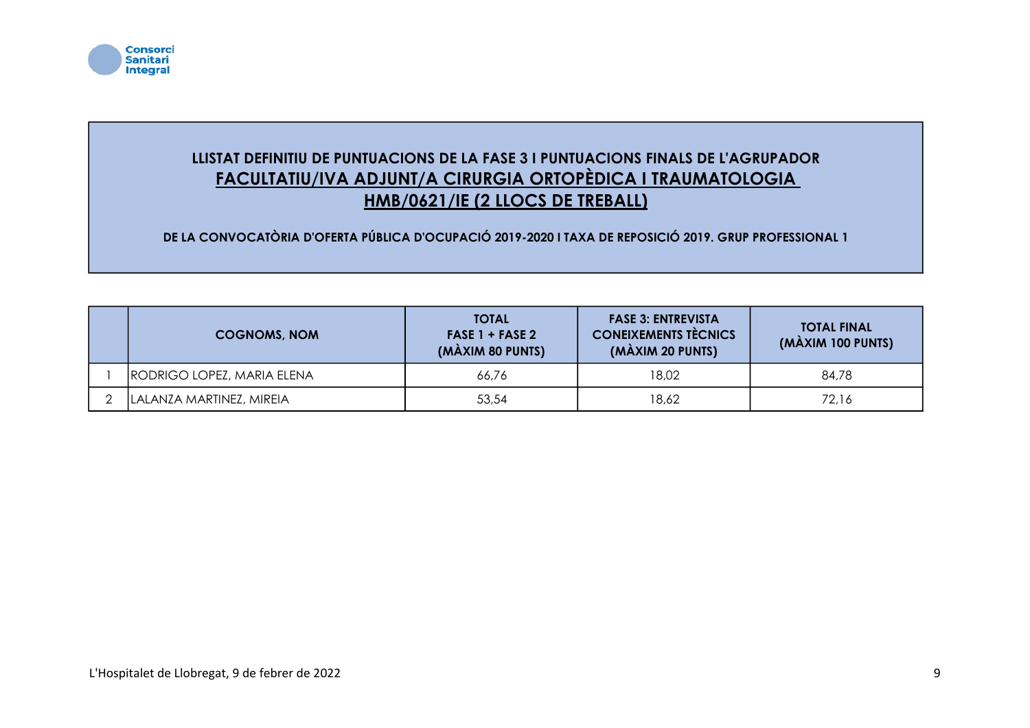Consorci Sanitari Integral

## LLISTAT DEFINITIU DE PUNTUACIONS DE LA FASE 3 I PUNTUACIONS FINALS DE L'AGRUPADOR

## FACULTATIU/IVA ADJUNT/A CIRURGIA ORTOPÈDICA I TRAUMATOLOGIA

## HMB/0621/IE (2 LLOCS DE TREBALL)

**DE LA CONVOCATÒRIA D'OFERTA PÚBLICA D'OCUPACIÓ 2019-2020 I TAXA DE REPOSICIÓ 2019. GRUP PROFESSIONAL 1**

| | COGNOMS, NOM | TOTAL FASE 1 + FASE 2 (MÀXIM 80 PUNTS) | FASE 3: ENTREVISTA CONEIXEMENTS TÈCNICS (MÀXIM 20 PUNTS) | TOTAL FINAL (MÀXIM 100 PUNTS) |
|---|---|---|---|---|
| 1 | RODRIGO LOPEZ, MARIA ELENA | 66,76 | 18,02 | 84,78 |
| 2 | LALANZA MARTINEZ, MIREIA | 53,54 | 18,62 | 72,16 |

L'Hospitalet de Llobregat, 9 de febrer de 2022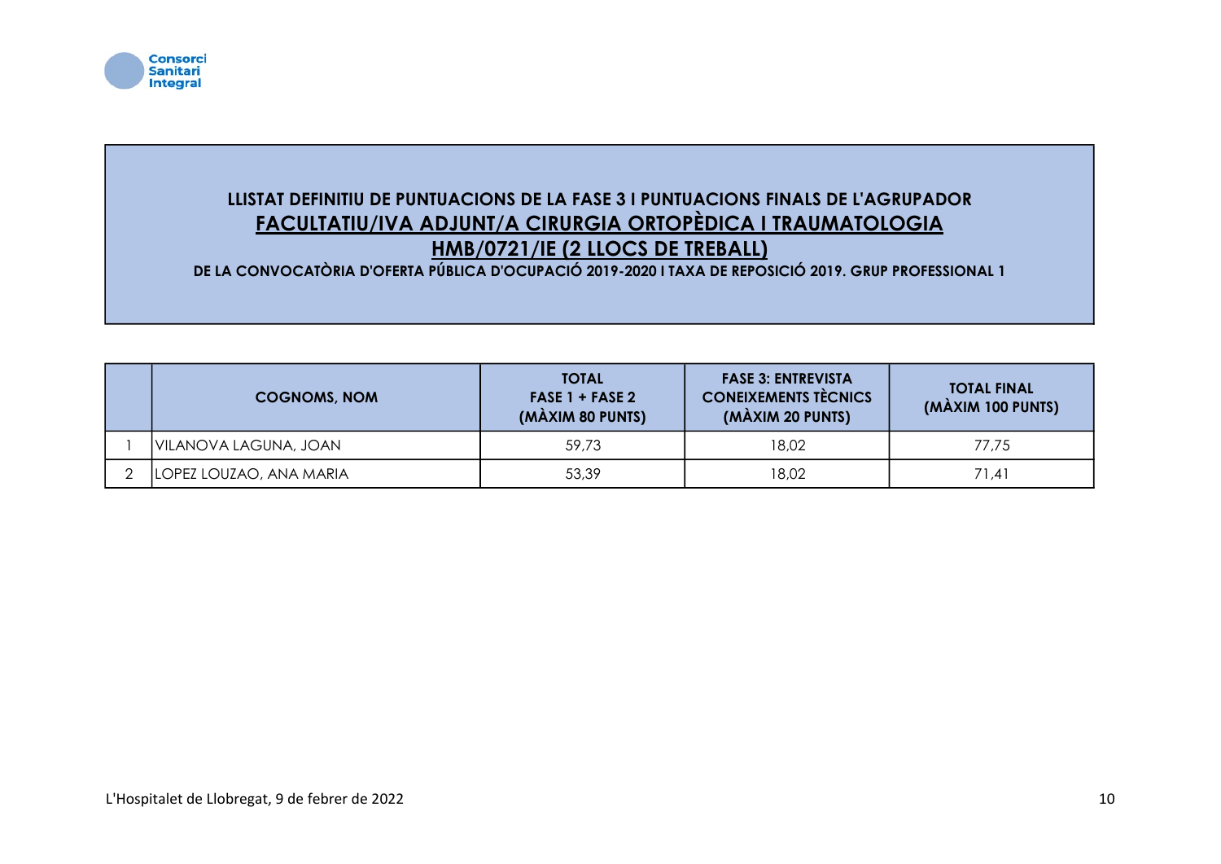Consorci Sanitari Integral

**LLISTAT DEFINITIU DE PUNTUACIONS DE LA FASE 3 I PUNTUACIONS FINALS DE L'AGRUPADOR**

**FACULTATIU/IVA ADJUNT/A CIRURGIA ORTOPÈDICA I TRAUMATOLOGIA**

**HMB/0721/IE (2 LLOCS DE TREBALL)**

**DE LA CONVOCATÒRIA D'OFERTA PÚBLICA D'OCUPACIÓ 2019-2020 I TAXA DE REPOSICIÓ 2019. GRUP PROFESSIONAL 1**

| | COGNOMS, NOM | TOTAL FASE 1 + FASE 2 (MÀXIM 80 PUNTS) | FASE 3: ENTREVISTA CONEIXEMENTS TÈCNICS (MÀXIM 20 PUNTS) | TOTAL FINAL (MÀXIM 100 PUNTS) |
|---|---|---|---|---|
| 1 | VILANOVA LAGUNA, JOAN | 59,73 | 18,02 | 77,75 |
| 2 | LOPEZ LOUZAO, ANA MARIA | 53,39 | 18,02 | 71,41 |

L'Hospitalet de Llobregat, 9 de febrer de 2022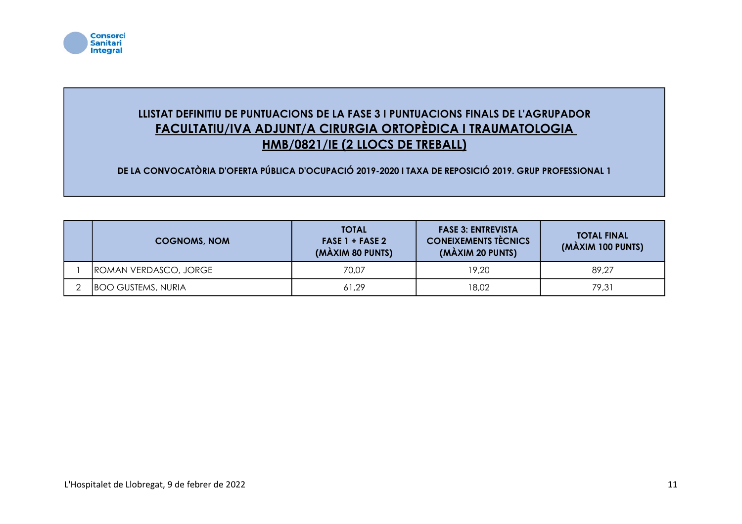Consorci Sanitari Integral

## LLISTAT DEFINITIU DE PUNTUACIONS DE LA FASE 3 I PUNTUACIONS FINALS DE L'AGRUPADOR

## FACULTATIU/IVA ADJUNT/A CIRURGIA ORTOPÈDICA I TRAUMATOLOGIA

## HMB/0821/IE (2 LLOCS DE TREBALL)

**DE LA CONVOCATÒRIA D'OFERTA PÚBLICA D'OCUPACIÓ 2019-2020 I TAXA DE REPOSICIÓ 2019. GRUP PROFESSIONAL 1**

| | COGNOMS, NOM | TOTAL FASE 1 + FASE 2 (MÀXIM 80 PUNTS) | FASE 3: ENTREVISTA CONEIXEMENTS TÈCNICS (MÀXIM 20 PUNTS) | TOTAL FINAL (MÀXIM 100 PUNTS) |
|---|---|---|---|---|
| 1 | ROMAN VERDASCO, JORGE | 70,07 | 19,20 | 89,27 |
| 2 | BOO GUSTEMS, NURIA | 61,29 | 18,02 | 79,31 |

L'Hospitalet de Llobregat, 9 de febrer de 2022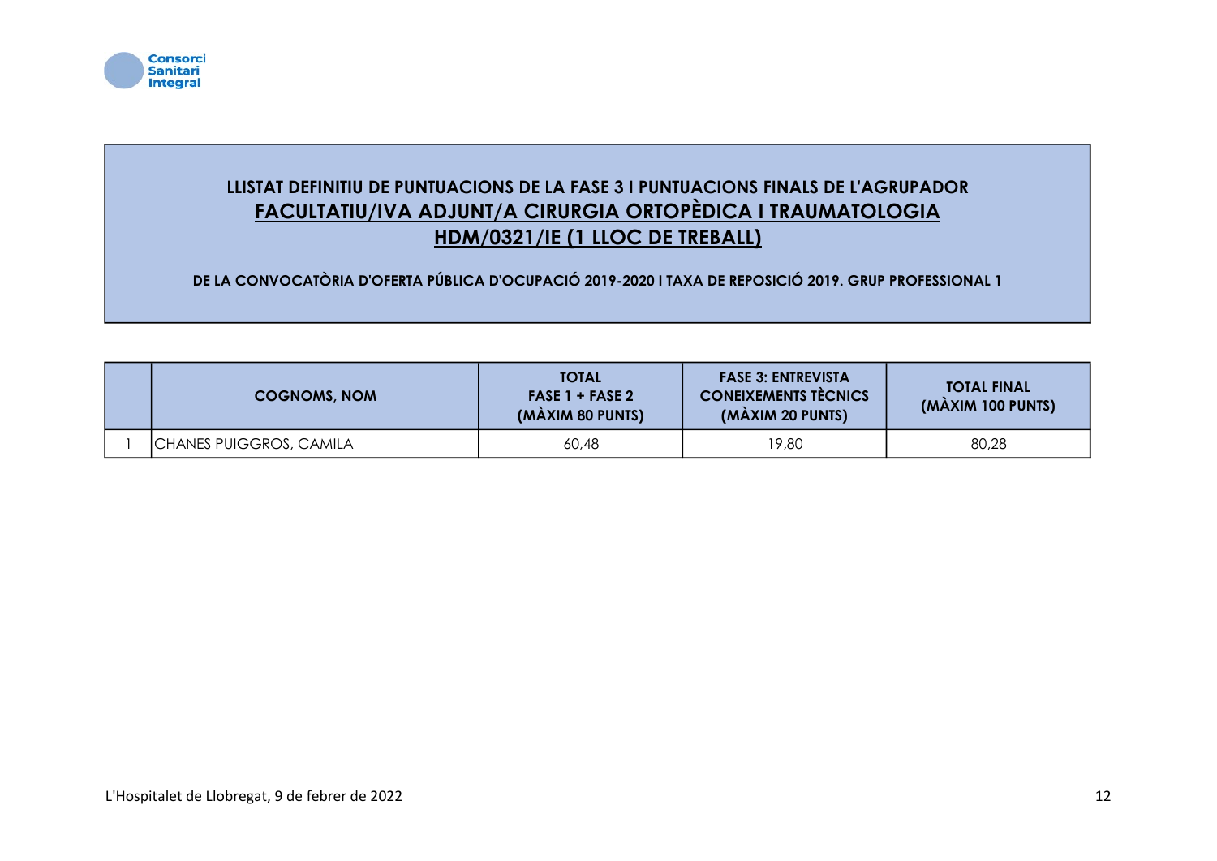**LLISTAT DEFINITIU DE PUNTUACIONS DE LA FASE 3 I PUNTUACIONS FINALS DE L'AGRUPADOR**

## FACULTATIU/IVA ADJUNT/A CIRURGIA ORTOPÈDICA I TRAUMATOLOGIA

## HDM/0321/IE (1 LLOC DE TREBALL)

**DE LA CONVOCATÒRIA D'OFERTA PÚBLICA D'OCUPACIÓ 2019-2020 I TAXA DE REPOSICIÓ 2019. GRUP PROFESSIONAL 1**

| | COGNOMS, NOM | TOTAL FASE 1 + FASE 2 (MÀXIM 80 PUNTS) | FASE 3: ENTREVISTA CONEIXEMENTS TÈCNICS (MÀXIM 20 PUNTS) | TOTAL FINAL (MÀXIM 100 PUNTS) |
|---|---|---|---|---|
| 1 | CHANES PUIGGROS, CAMILA | 60,48 | 19,80 | 80,28 |

L'Hospitalet de Llobregat, 9 de febrer de 2022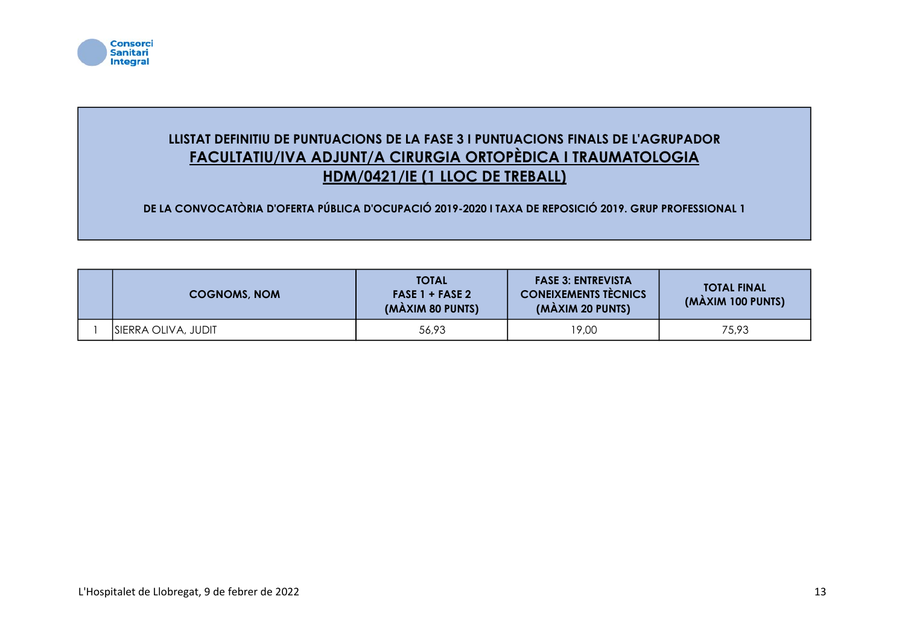Consorci Sanitari Integral

**LLISTAT DEFINITIU DE PUNTUACIONS DE LA FASE 3 I PUNTUACIONS FINALS DE L'AGRUPADOR**
**FACULTATIU/IVA ADJUNT/A CIRURGIA ORTOPÈDICA I TRAUMATOLOGIA**
**HDM/0421/IE (1 LLOC DE TREBALL)**

**DE LA CONVOCATÒRIA D'OFERTA PÚBLICA D'OCUPACIÓ 2019-2020 I TAXA DE REPOSICIÓ 2019. GRUP PROFESSIONAL 1**

| | COGNOMS, NOM | TOTAL FASE 1 + FASE 2 (MÀXIM 80 PUNTS) | FASE 3: ENTREVISTA CONEIXEMENTS TÈCNICS (MÀXIM 20 PUNTS) | TOTAL FINAL (MÀXIM 100 PUNTS) |
|---|---|---|---|---|
| 1 | SIERRA OLIVA, JUDIT | 56,93 | 19,00 | 75,93 |

L'Hospitalet de Llobregat, 9 de febrer de 2022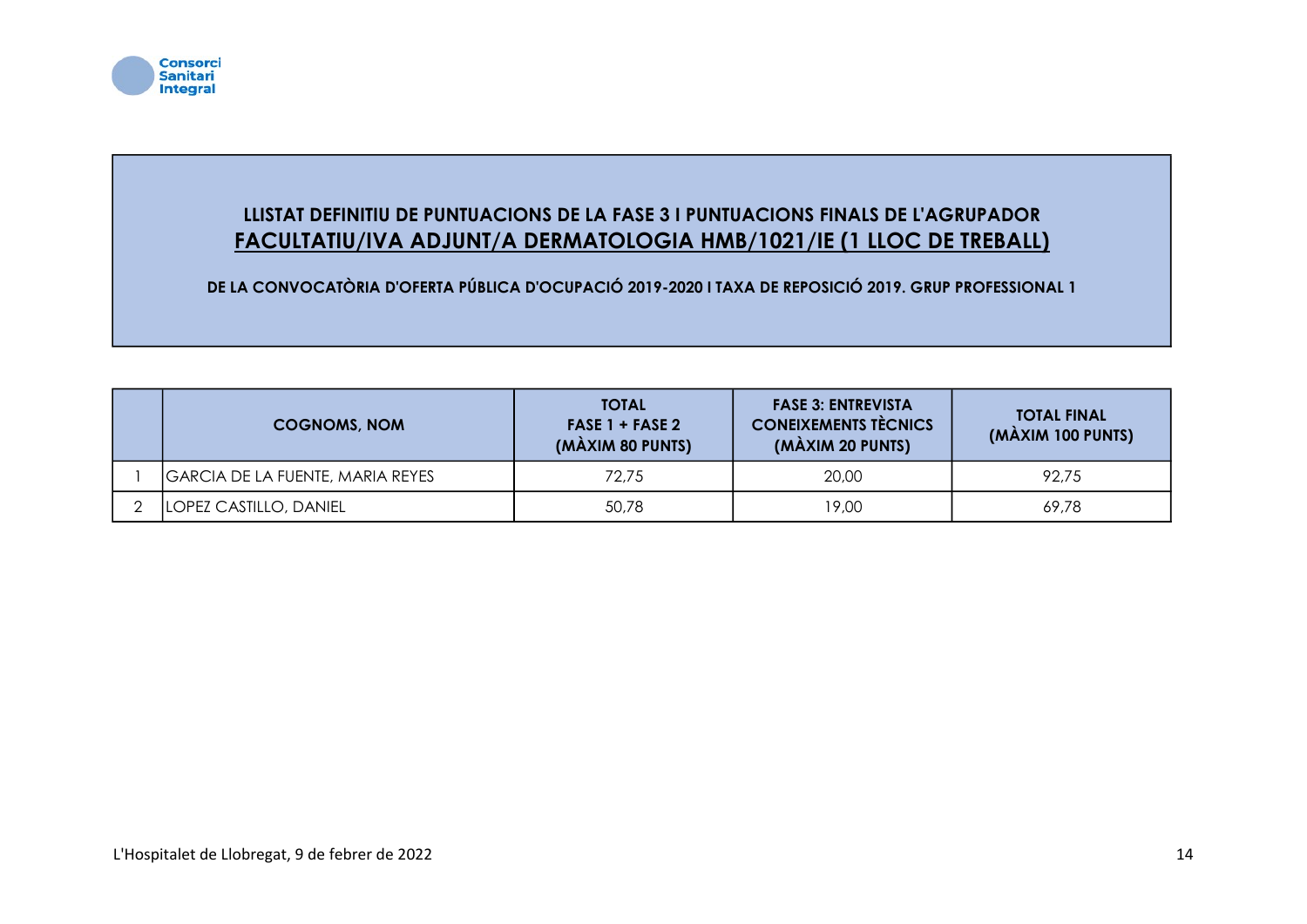**LLISTAT DEFINITIU DE PUNTUACIONS DE LA FASE 3 I PUNTUACIONS FINALS DE L'AGRUPADOR**

**FACULTATIU/IVA ADJUNT/A DERMATOLOGIA HMB/1021/IE (1 LLOC DE TREBALL)**

**DE LA CONVOCATÒRIA D'OFERTA PÚBLICA D'OCUPACIÓ 2019-2020 I TAXA DE REPOSICIÓ 2019. GRUP PROFESSIONAL 1**

| | COGNOMS, NOM | TOTAL FASE 1 + FASE 2 (MÀXIM 80 PUNTS) | FASE 3: ENTREVISTA CONEIXEMENTS TÈCNICS (MÀXIM 20 PUNTS) | TOTAL FINAL (MÀXIM 100 PUNTS) |
|---|---|---|---|---|
| 1 | GARCIA DE LA FUENTE, MARIA REYES | 72,75 | 20,00 | 92,75 |
| 2 | LOPEZ CASTILLO, DANIEL | 50,78 | 19,00 | 69,78 |

L'Hospitalet de Llobregat, 9 de febrer de 2022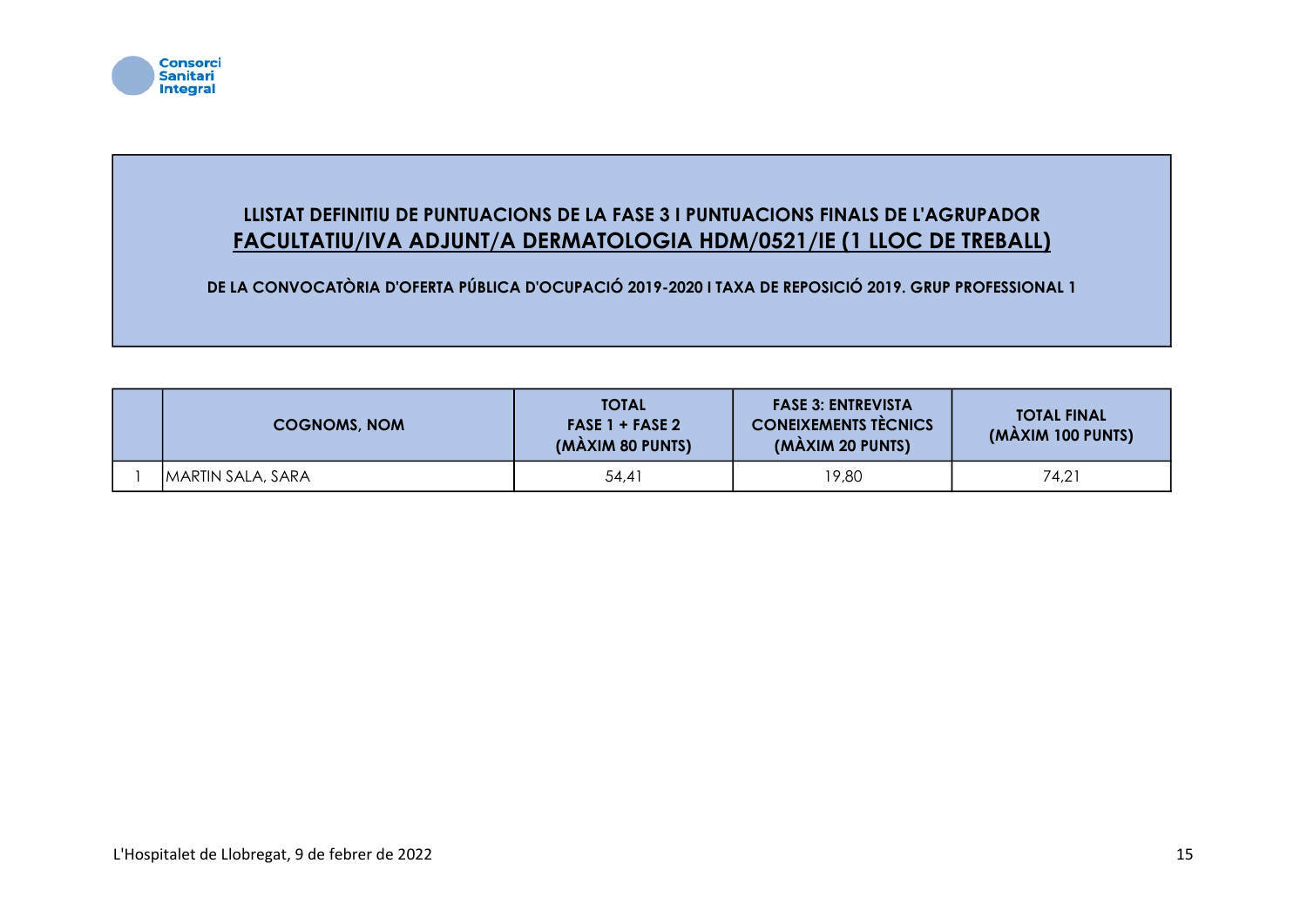## LLISTAT DEFINITIU DE PUNTUACIONS DE LA FASE 3 I PUNTUACIONS FINALS DE L'AGRUPADOR

## FACULTATIU/IVA ADJUNT/A DERMATOLOGIA HDM/0521/IE (1 LLOC DE TREBALL)

**DE LA CONVOCATÒRIA D'OFERTA PÚBLICA D'OCUPACIÓ 2019-2020 I TAXA DE REPOSICIÓ 2019. GRUP PROFESSIONAL 1**

| | COGNOMS, NOM | TOTAL FASE 1 + FASE 2 (MÀXIM 80 PUNTS) | FASE 3: ENTREVISTA CONEIXEMENTS TÈCNICS (MÀXIM 20 PUNTS) | TOTAL FINAL (MÀXIM 100 PUNTS) |
|---|---|---|---|---|
| 1 | MARTIN SALA, SARA | 54,41 | 19,80 | 74,21 |

L'Hospitalet de Llobregat, 9 de febrer de 2022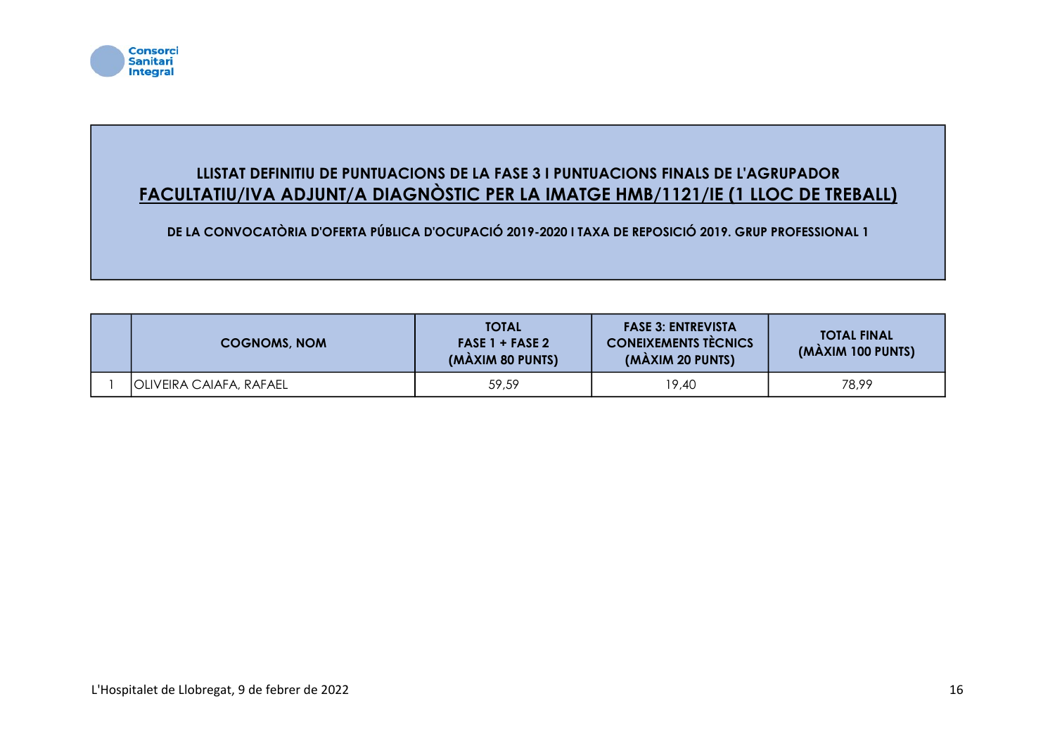Consorci Sanitari Integral

**LLISTAT DEFINITIU DE PUNTUACIONS DE LA FASE 3 I PUNTUACIONS FINALS DE L'AGRUPADOR**

**FACULTATIU/IVA ADJUNT/A DIAGNÒSTIC PER LA IMATGE HMB/1121/IE (1 LLOC DE TREBALL)**

**DE LA CONVOCATÒRIA D'OFERTA PÚBLICA D'OCUPACIÓ 2019-2020 I TAXA DE REPOSICIÓ 2019. GRUP PROFESSIONAL 1**

| | COGNOMS, NOM | TOTAL FASE 1 + FASE 2 (MÀXIM 80 PUNTS) | FASE 3: ENTREVISTA CONEIXEMENTS TÈCNICS (MÀXIM 20 PUNTS) | TOTAL FINAL (MÀXIM 100 PUNTS) |
|---|---|---|---|---|
| 1 | OLIVEIRA CAIAFA, RAFAEL | 59,59 | 19,40 | 78,99 |

L'Hospitalet de Llobregat, 9 de febrer de 2022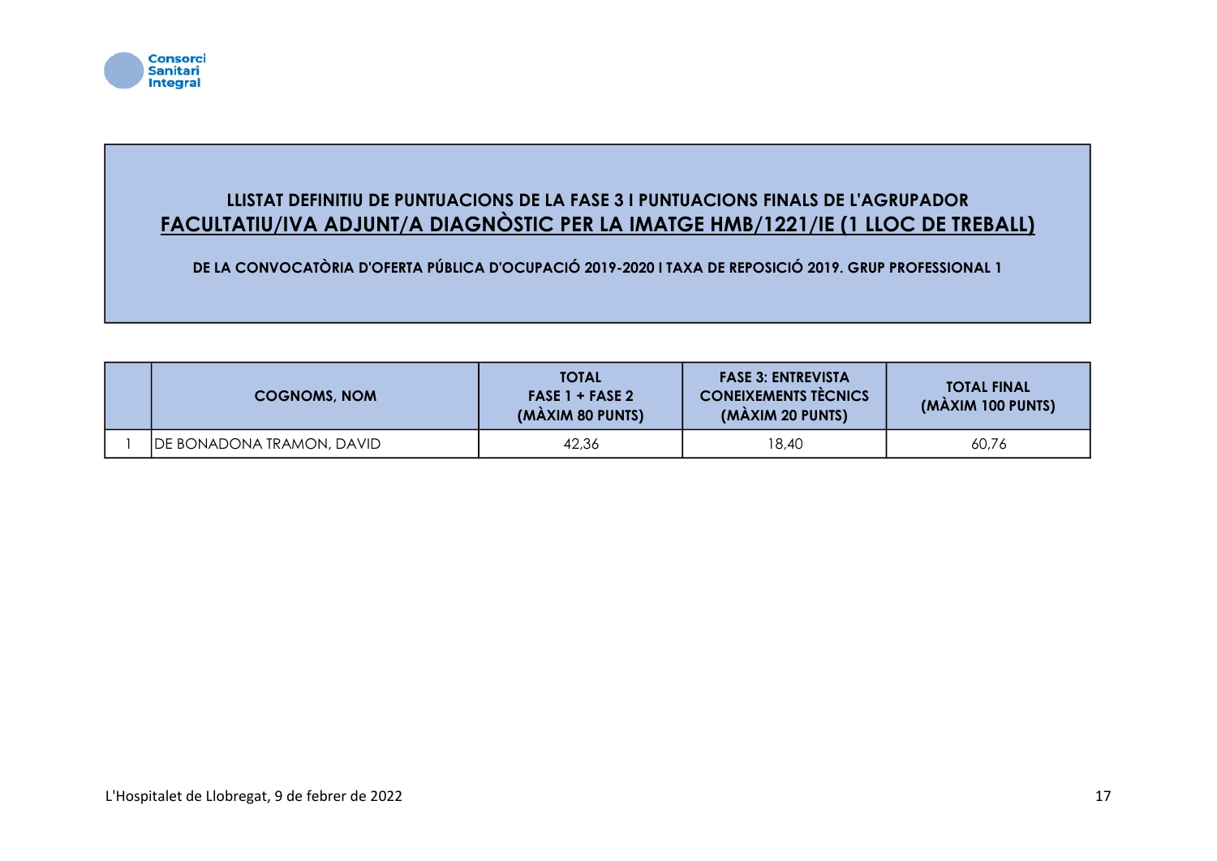Consorci Sanitari Integral

**LLISTAT DEFINITIU DE PUNTUACIONS DE LA FASE 3 I PUNTUACIONS FINALS DE L'AGRUPADOR**

**FACULTATIU/IVA ADJUNT/A DIAGNÒSTIC PER LA IMATGE HMB/1221/IE (1 LLOC DE TREBALL)**

**DE LA CONVOCATÒRIA D'OFERTA PÚBLICA D'OCUPACIÓ 2019-2020 I TAXA DE REPOSICIÓ 2019. GRUP PROFESSIONAL 1**

| | COGNOMS, NOM | TOTAL FASE 1 + FASE 2 (MÀXIM 80 PUNTS) | FASE 3: ENTREVISTA CONEIXEMENTS TÈCNICS (MÀXIM 20 PUNTS) | TOTAL FINAL (MÀXIM 100 PUNTS) |
|---|---|---|---|---|
| 1 | DE BONADONA TRAMON, DAVID | 42,36 | 18,40 | 60,76 |

L'Hospitalet de Llobregat, 9 de febrer de 2022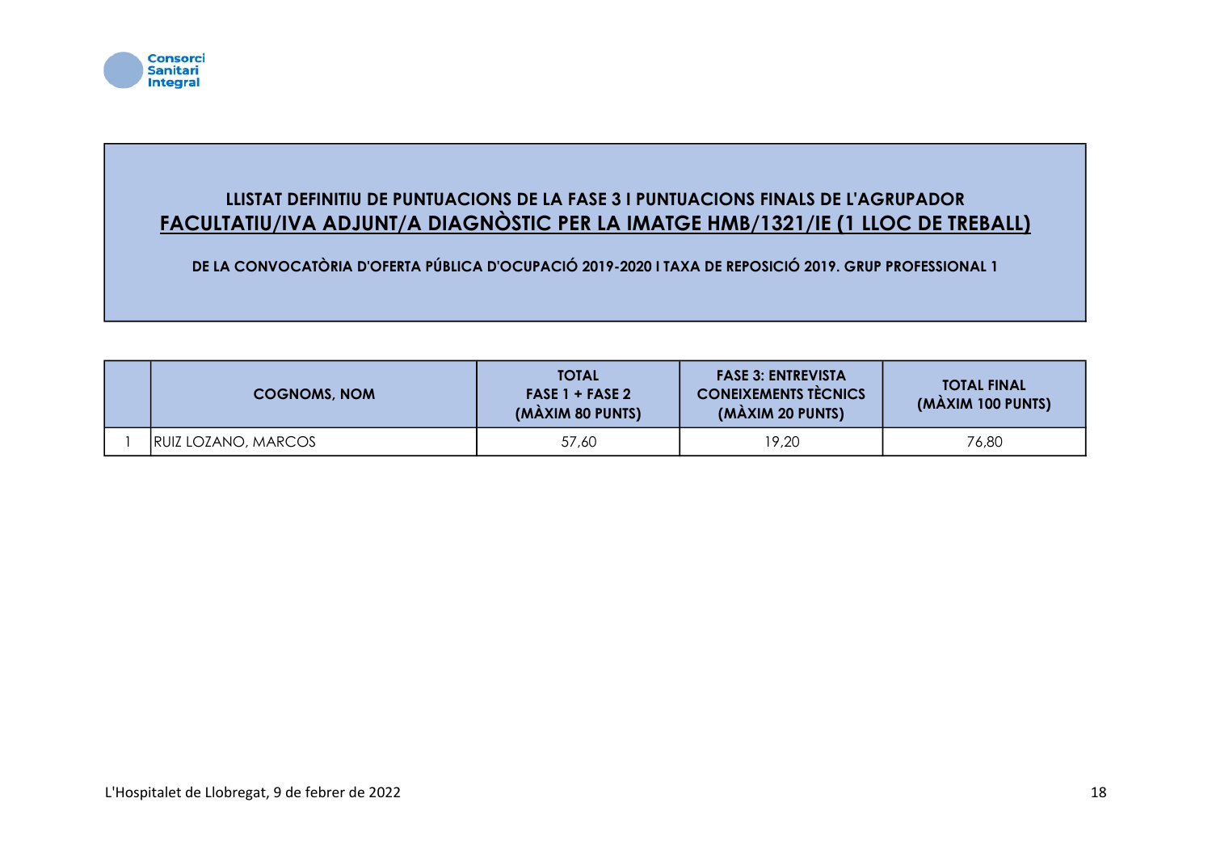## LLISTAT DEFINITIU DE PUNTUACIONS DE LA FASE 3 I PUNTUACIONS FINALS DE L'AGRUPADOR

## FACULTATIU/IVA ADJUNT/A DIAGNÒSTIC PER LA IMATGE HMB/1321/IE (1 LLOC DE TREBALL)

**DE LA CONVOCATÒRIA D'OFERTA PÚBLICA D'OCUPACIÓ 2019-2020 I TAXA DE REPOSICIÓ 2019. GRUP PROFESSIONAL 1**

| | COGNOMS, NOM | TOTAL FASE 1 + FASE 2 (MÀXIM 80 PUNTS) | FASE 3: ENTREVISTA CONEIXEMENTS TÈCNICS (MÀXIM 20 PUNTS) | TOTAL FINAL (MÀXIM 100 PUNTS) |
|---|---|---|---|---|
| 1 | RUIZ LOZANO, MARCOS | 57,60 | 19,20 | 76,80 |

L'Hospitalet de Llobregat, 9 de febrer de 2022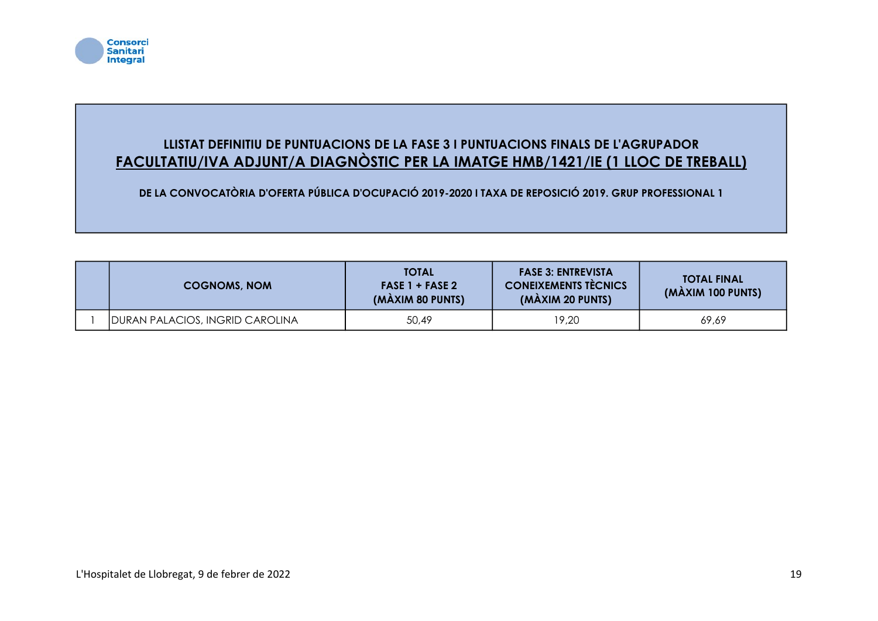Consorci Sanitari Integral

**LLISTAT DEFINITIU DE PUNTUACIONS DE LA FASE 3 I PUNTUACIONS FINALS DE L'AGRUPADOR**

## FACULTATIU/IVA ADJUNT/A DIAGNÒSTIC PER LA IMATGE HMB/1421/IE (1 LLOC DE TREBALL)

**DE LA CONVOCATÒRIA D'OFERTA PÚBLICA D'OCUPACIÓ 2019-2020 I TAXA DE REPOSICIÓ 2019. GRUP PROFESSIONAL 1**

| | COGNOMS, NOM | TOTAL FASE 1 + FASE 2 (MÀXIM 80 PUNTS) | FASE 3: ENTREVISTA CONEIXEMENTS TÈCNICS (MÀXIM 20 PUNTS) | TOTAL FINAL (MÀXIM 100 PUNTS) |
|---|---|---|---|---|
| 1 | DURAN PALACIOS, INGRID CAROLINA | 50,49 | 19,20 | 69,69 |

L'Hospitalet de Llobregat, 9 de febrer de 2022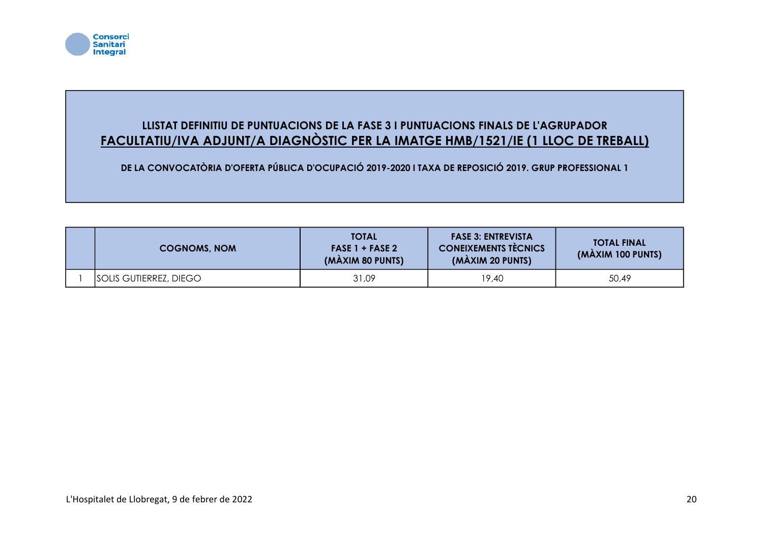**LLISTAT DEFINITIU DE PUNTUACIONS DE LA FASE 3 I PUNTUACIONS FINALS DE L'AGRUPADOR**

**FACULTATIU/IVA ADJUNT/A DIAGNÒSTIC PER LA IMATGE HMB/1521/IE (1 LLOC DE TREBALL)**

**DE LA CONVOCATÒRIA D'OFERTA PÚBLICA D'OCUPACIÓ 2019-2020 I TAXA DE REPOSICIÓ 2019. GRUP PROFESSIONAL 1**

| | COGNOMS, NOM | TOTAL FASE 1 + FASE 2 (MÀXIM 80 PUNTS) | FASE 3: ENTREVISTA CONEIXEMENTS TÈCNICS (MÀXIM 20 PUNTS) | TOTAL FINAL (MÀXIM 100 PUNTS) |
|---|---|---|---|---|
| 1 | SOLIS GUTIERREZ, DIEGO | 31,09 | 19,40 | 50,49 |

L'Hospitalet de Llobregat, 9 de febrer de 2022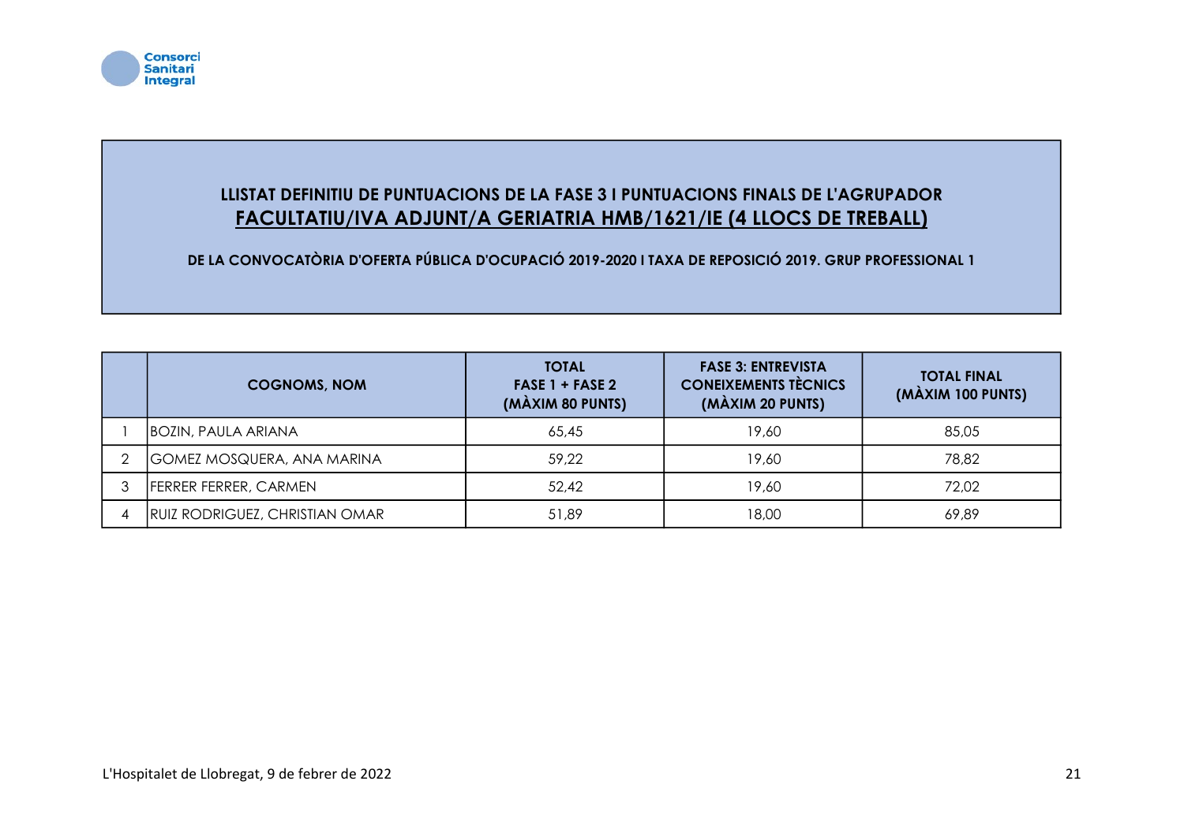Consorci Sanitari Integral

## LLISTAT DEFINITIU DE PUNTUACIONS DE LA FASE 3 I PUNTUACIONS FINALS DE L'AGRUPADOR

## FACULTATIU/IVA ADJUNT/A GERIATRIA HMB/1621/IE (4 LLOCS DE TREBALL)

**DE LA CONVOCATÒRIA D'OFERTA PÚBLICA D'OCUPACIÓ 2019-2020 I TAXA DE REPOSICIÓ 2019. GRUP PROFESSIONAL 1**

| | COGNOMS, NOM | TOTAL FASE 1 + FASE 2 (MÀXIM 80 PUNTS) | FASE 3: ENTREVISTA CONEIXEMENTS TÈCNICS (MÀXIM 20 PUNTS) | TOTAL FINAL (MÀXIM 100 PUNTS) |
|---|---|---|---|---|
| 1 | BOZIN, PAULA ARIANA | 65,45 | 19,60 | 85,05 |
| 2 | GOMEZ MOSQUERA, ANA MARINA | 59,22 | 19,60 | 78,82 |
| 3 | FERRER FERRER, CARMEN | 52,42 | 19,60 | 72,02 |
| 4 | RUIZ RODRIGUEZ, CHRISTIAN OMAR | 51,89 | 18,00 | 69,89 |

L'Hospitalet de Llobregat, 9 de febrer de 2022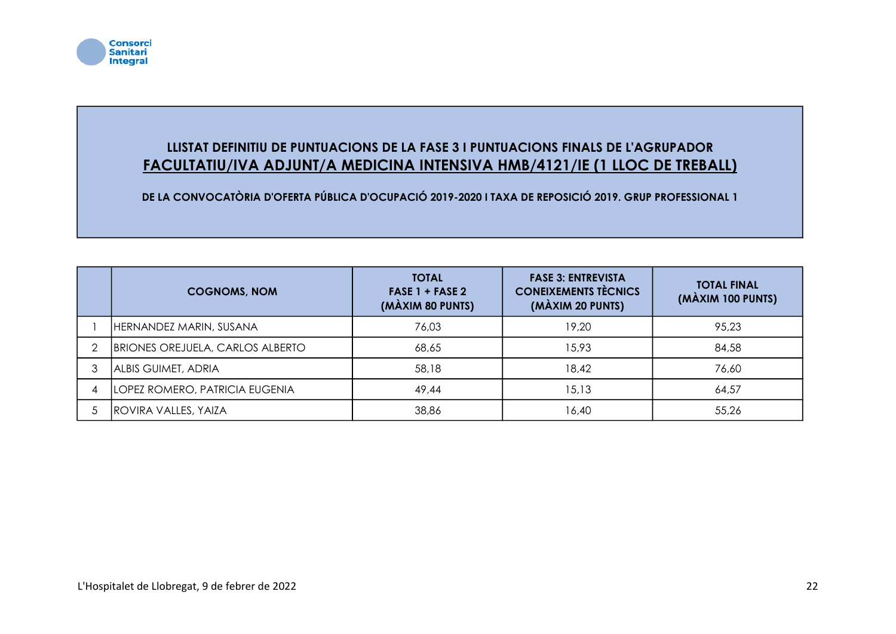## LLISTAT DEFINITIU DE PUNTUACIONS DE LA FASE 3 I PUNTUACIONS FINALS DE L'AGRUPADOR

## FACULTATIU/IVA ADJUNT/A MEDICINA INTENSIVA HMB/4121/IE (1 LLOC DE TREBALL)

**DE LA CONVOCATÒRIA D'OFERTA PÚBLICA D'OCUPACIÓ 2019-2020 I TAXA DE REPOSICIÓ 2019. GRUP PROFESSIONAL 1**

| | COGNOMS, NOM | TOTAL FASE 1 + FASE 2 (MÀXIM 80 PUNTS) | FASE 3: ENTREVISTA CONEIXEMENTS TÈCNICS (MÀXIM 20 PUNTS) | TOTAL FINAL (MÀXIM 100 PUNTS) |
|---|---|---|---|---|
| 1 | HERNANDEZ MARIN, SUSANA | 76,03 | 19,20 | 95,23 |
| 2 | BRIONES OREJUELA, CARLOS ALBERTO | 68,65 | 15,93 | 84,58 |
| 3 | ALBIS GUIMET, ADRIA | 58,18 | 18,42 | 76,60 |
| 4 | LOPEZ ROMERO, PATRICIA EUGENIA | 49,44 | 15,13 | 64,57 |
| 5 | ROVIRA VALLES, YAIZA | 38,86 | 16,40 | 55,26 |

L'Hospitalet de Llobregat, 9 de febrer de 2022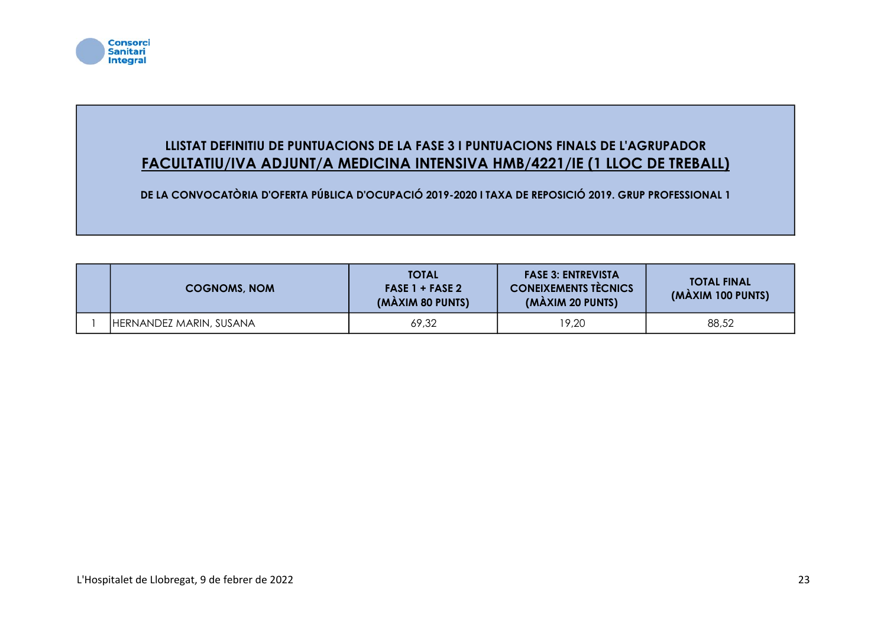Consorci Sanitari Integral

**LLISTAT DEFINITIU DE PUNTUACIONS DE LA FASE 3 I PUNTUACIONS FINALS DE L'AGRUPADOR**

**FACULTATIU/IVA ADJUNT/A MEDICINA INTENSIVA HMB/4221/IE (1 LLOC DE TREBALL)**

**DE LA CONVOCATÒRIA D'OFERTA PÚBLICA D'OCUPACIÓ 2019-2020 I TAXA DE REPOSICIÓ 2019. GRUP PROFESSIONAL 1**

| | COGNOMS, NOM | TOTAL FASE 1 + FASE 2 (MÀXIM 80 PUNTS) | FASE 3: ENTREVISTA CONEIXEMENTS TÈCNICS (MÀXIM 20 PUNTS) | TOTAL FINAL (MÀXIM 100 PUNTS) |
|---|---|---|---|---|
| 1 | HERNANDEZ MARIN, SUSANA | 69,32 | 19,20 | 88,52 |

L'Hospitalet de Llobregat, 9 de febrer de 2022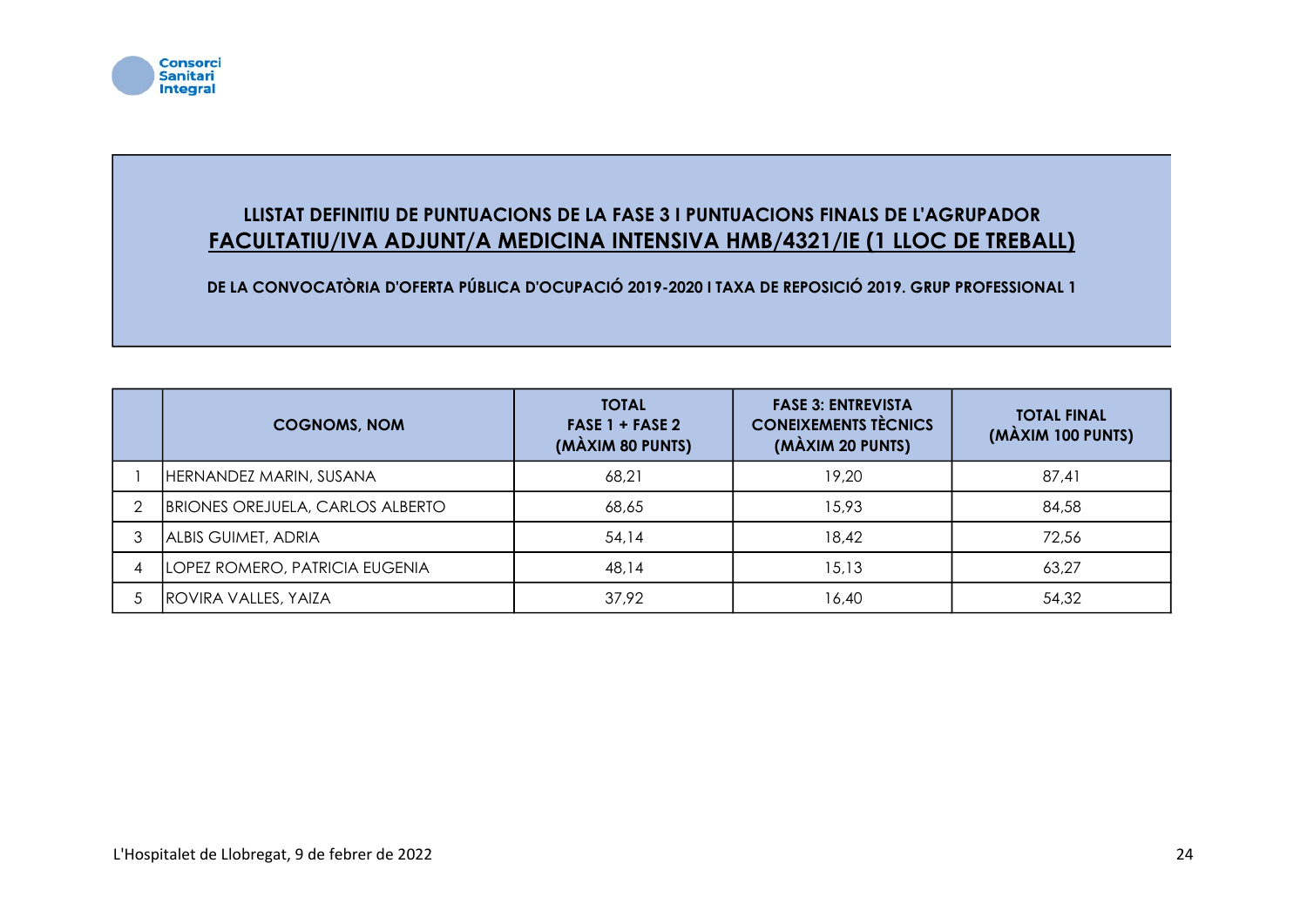**LLISTAT DEFINITIU DE PUNTUACIONS DE LA FASE 3 I PUNTUACIONS FINALS DE L'AGRUPADOR**

**FACULTATIU/IVA ADJUNT/A MEDICINA INTENSIVA HMB/4321/IE (1 LLOC DE TREBALL)**

**DE LA CONVOCATÒRIA D'OFERTA PÚBLICA D'OCUPACIÓ 2019-2020 I TAXA DE REPOSICIÓ 2019. GRUP PROFESSIONAL 1**

| | COGNOMS, NOM | TOTAL FASE 1 + FASE 2 (MÀXIM 80 PUNTS) | FASE 3: ENTREVISTA CONEIXEMENTS TÈCNICS (MÀXIM 20 PUNTS) | TOTAL FINAL (MÀXIM 100 PUNTS) |
|---|---|---|---|---|
| 1 | HERNANDEZ MARIN, SUSANA | 68,21 | 19,20 | 87,41 |
| 2 | BRIONES OREJUELA, CARLOS ALBERTO | 68,65 | 15,93 | 84,58 |
| 3 | ALBIS GUIMET, ADRIA | 54,14 | 18,42 | 72,56 |
| 4 | LOPEZ ROMERO, PATRICIA EUGENIA | 48,14 | 15,13 | 63,27 |
| 5 | ROVIRA VALLES, YAIZA | 37,92 | 16,40 | 54,32 |

L'Hospitalet de Llobregat, 9 de febrer de 2022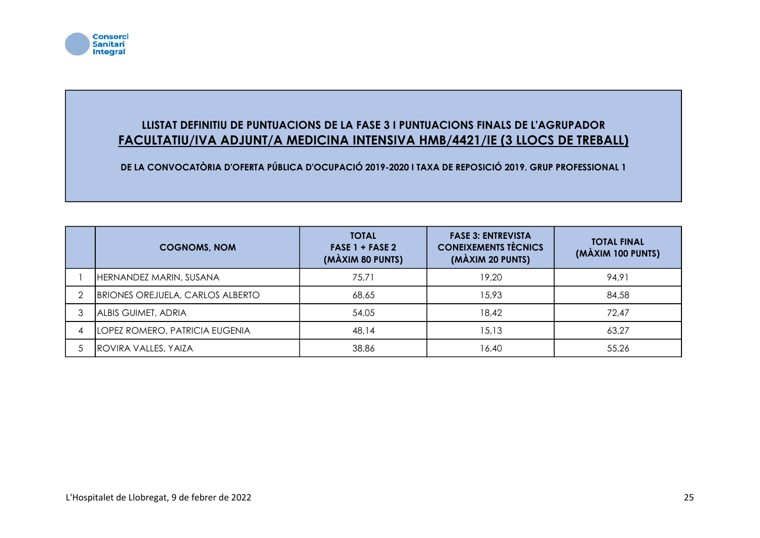## LLISTAT DEFINITIU DE PUNTUACIONS DE LA FASE 3 I PUNTUACIONS FINALS DE L'AGRUPADOR

## FACULTATIU/IVA ADJUNT/A MEDICINA INTENSIVA HMB/4421/IE (3 LLOCS DE TREBALL)

**DE LA CONVOCATÒRIA D'OFERTA PÚBLICA D'OCUPACIÓ 2019-2020 I TAXA DE REPOSICIÓ 2019. GRUP PROFESSIONAL 1**

| | COGNOMS, NOM | TOTAL FASE 1 + FASE 2 (MÀXIM 80 PUNTS) | FASE 3: ENTREVISTA CONEIXEMENTS TÈCNICS (MÀXIM 20 PUNTS) | TOTAL FINAL (MÀXIM 100 PUNTS) |
|---|---|---|---|---|
| 1 | HERNANDEZ MARIN, SUSANA | 75,71 | 19,20 | 94,91 |
| 2 | BRIONES OREJUELA, CARLOS ALBERTO | 68,65 | 15,93 | 84,58 |
| 3 | ALBIS GUIMET, ADRIA | 54,05 | 18,42 | 72,47 |
| 4 | LOPEZ ROMERO, PATRICIA EUGENIA | 48,14 | 15,13 | 63,27 |
| 5 | ROVIRA VALLES, YAIZA | 38,86 | 16,40 | 55,26 |

L'Hospitalet de Llobregat, 9 de febrer de 2022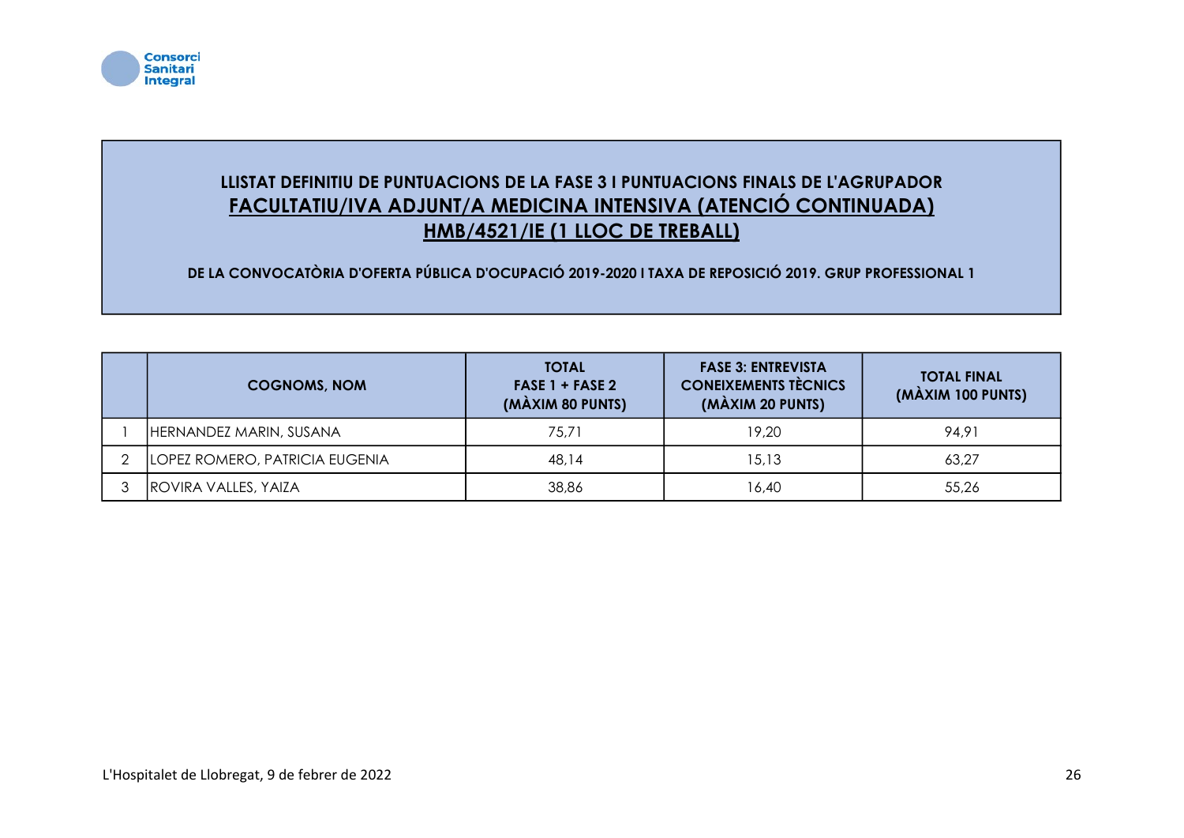Consorci Sanitari Integral

**LLISTAT DEFINITIU DE PUNTUACIONS DE LA FASE 3 I PUNTUACIONS FINALS DE L'AGRUPADOR**
**FACULTATIU/IVA ADJUNT/A MEDICINA INTENSIVA (ATENCIÓ CONTINUADA)**
**HMB/4521/IE (1 LLOC DE TREBALL)**

**DE LA CONVOCATÒRIA D'OFERTA PÚBLICA D'OCUPACIÓ 2019-2020 I TAXA DE REPOSICIÓ 2019. GRUP PROFESSIONAL 1**

| | COGNOMS, NOM | TOTAL FASE 1 + FASE 2 (MÀXIM 80 PUNTS) | FASE 3: ENTREVISTA CONEIXEMENTS TÈCNICS (MÀXIM 20 PUNTS) | TOTAL FINAL (MÀXIM 100 PUNTS) |
|---|---|---|---|---|
| 1 | HERNANDEZ MARIN, SUSANA | 75,71 | 19,20 | 94,91 |
| 2 | LOPEZ ROMERO, PATRICIA EUGENIA | 48,14 | 15,13 | 63,27 |
| 3 | ROVIRA VALLES, YAIZA | 38,86 | 16,40 | 55,26 |

L'Hospitalet de Llobregat, 9 de febrer de 2022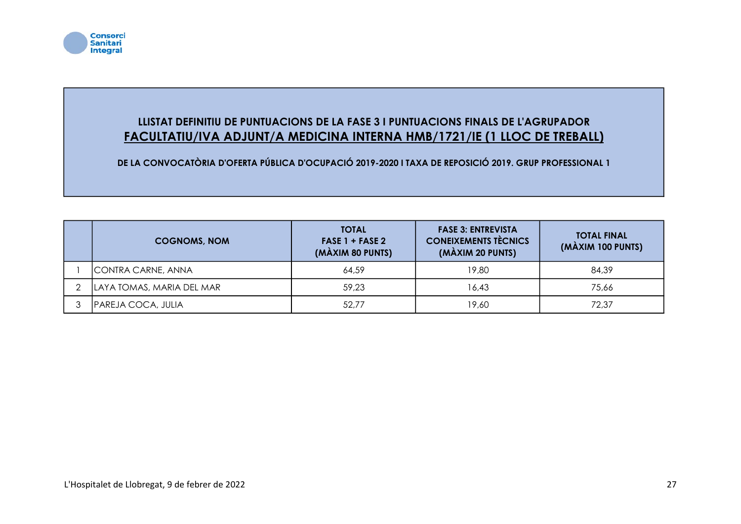Consorci Sanitari Integral

**LLISTAT DEFINITIU DE PUNTUACIONS DE LA FASE 3 I PUNTUACIONS FINALS DE L'AGRUPADOR**

**FACULTATIU/IVA ADJUNT/A MEDICINA INTERNA HMB/1721/IE (1 LLOC DE TREBALL)**

**DE LA CONVOCATÒRIA D'OFERTA PÚBLICA D'OCUPACIÓ 2019-2020 I TAXA DE REPOSICIÓ 2019. GRUP PROFESSIONAL 1**

| | COGNOMS, NOM | TOTAL FASE 1 + FASE 2 (MÀXIM 80 PUNTS) | FASE 3: ENTREVISTA CONEIXEMENTS TÈCNICS (MÀXIM 20 PUNTS) | TOTAL FINAL (MÀXIM 100 PUNTS) |
|---|---|---|---|---|
| 1 | CONTRA CARNE, ANNA | 64,59 | 19,80 | 84,39 |
| 2 | LAYA TOMAS, MARIA DEL MAR | 59,23 | 16,43 | 75,66 |
| 3 | PAREJA COCA, JULIA | 52,77 | 19,60 | 72,37 |

L'Hospitalet de Llobregat, 9 de febrer de 2022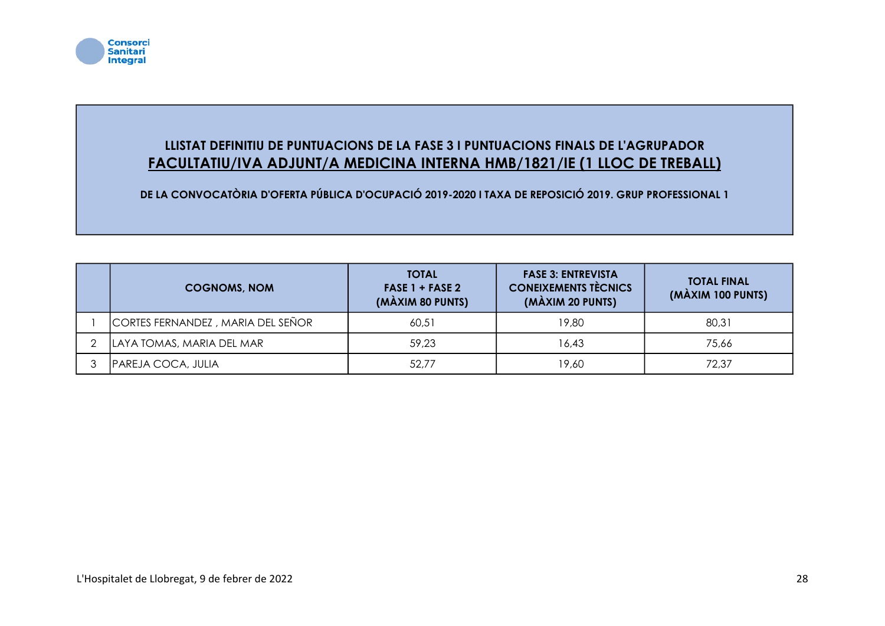**LLISTAT DEFINITIU DE PUNTUACIONS DE LA FASE 3 I PUNTUACIONS FINALS DE L'AGRUPADOR**

## FACULTATIU/IVA ADJUNT/A MEDICINA INTERNA HMB/1821/IE (1 LLOC DE TREBALL)

**DE LA CONVOCATÒRIA D'OFERTA PÚBLICA D'OCUPACIÓ 2019-2020 I TAXA DE REPOSICIÓ 2019. GRUP PROFESSIONAL 1**

| | COGNOMS, NOM | TOTAL FASE 1 + FASE 2 (MÀXIM 80 PUNTS) | FASE 3: ENTREVISTA CONEIXEMENTS TÈCNICS (MÀXIM 20 PUNTS) | TOTAL FINAL (MÀXIM 100 PUNTS) |
|---|---|---|---|---|
| 1 | CORTES FERNANDEZ , MARIA DEL SEÑOR | 60,51 | 19,80 | 80,31 |
| 2 | LAYA TOMAS, MARIA DEL MAR | 59,23 | 16,43 | 75,66 |
| 3 | PAREJA COCA, JULIA | 52,77 | 19,60 | 72,37 |

L'Hospitalet de Llobregat, 9 de febrer de 2022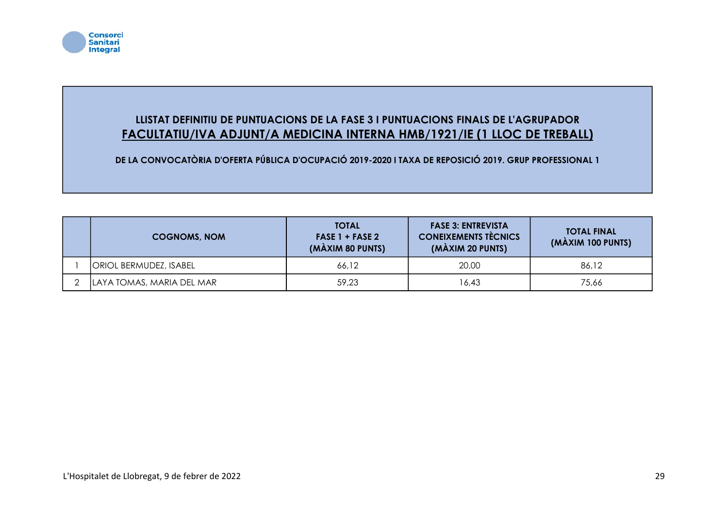Consorci Sanitari Integral

**LLISTAT DEFINITIU DE PUNTUACIONS DE LA FASE 3 I PUNTUACIONS FINALS DE L'AGRUPADOR**

**FACULTATIU/IVA ADJUNT/A MEDICINA INTERNA HMB/1921/IE (1 LLOC DE TREBALL)**

**DE LA CONVOCATÒRIA D'OFERTA PÚBLICA D'OCUPACIÓ 2019-2020 I TAXA DE REPOSICIÓ 2019. GRUP PROFESSIONAL 1**

| | COGNOMS, NOM | TOTAL FASE 1 + FASE 2 (MÀXIM 80 PUNTS) | FASE 3: ENTREVISTA CONEIXEMENTS TÈCNICS (MÀXIM 20 PUNTS) | TOTAL FINAL (MÀXIM 100 PUNTS) |
|---|---|---|---|---|
| 1 | ORIOL BERMUDEZ, ISABEL | 66,12 | 20,00 | 86,12 |
| 2 | LAYA TOMAS, MARIA DEL MAR | 59,23 | 16,43 | 75,66 |

L'Hospitalet de Llobregat, 9 de febrer de 2022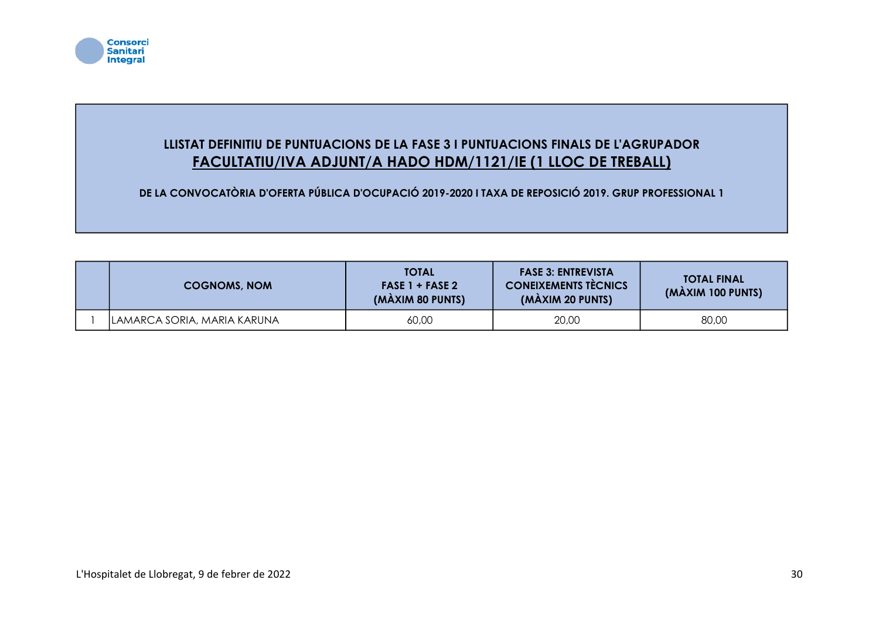Consorci Sanitari Integral

## LLISTAT DEFINITIU DE PUNTUACIONS DE LA FASE 3 I PUNTUACIONS FINALS DE L'AGRUPADOR

## FACULTATIU/IVA ADJUNT/A HADO HDM/1121/IE (1 LLOC DE TREBALL)

**DE LA CONVOCATÒRIA D'OFERTA PÚBLICA D'OCUPACIÓ 2019-2020 I TAXA DE REPOSICIÓ 2019. GRUP PROFESSIONAL 1**

| | COGNOMS, NOM | TOTAL FASE 1 + FASE 2 (MÀXIM 80 PUNTS) | FASE 3: ENTREVISTA CONEIXEMENTS TÈCNICS (MÀXIM 20 PUNTS) | TOTAL FINAL (MÀXIM 100 PUNTS) |
|---|---|---|---|---|
| 1 | LAMARCA SORIA, MARIA KARUNA | 60,00 | 20,00 | 80,00 |

L'Hospitalet de Llobregat, 9 de febrer de 2022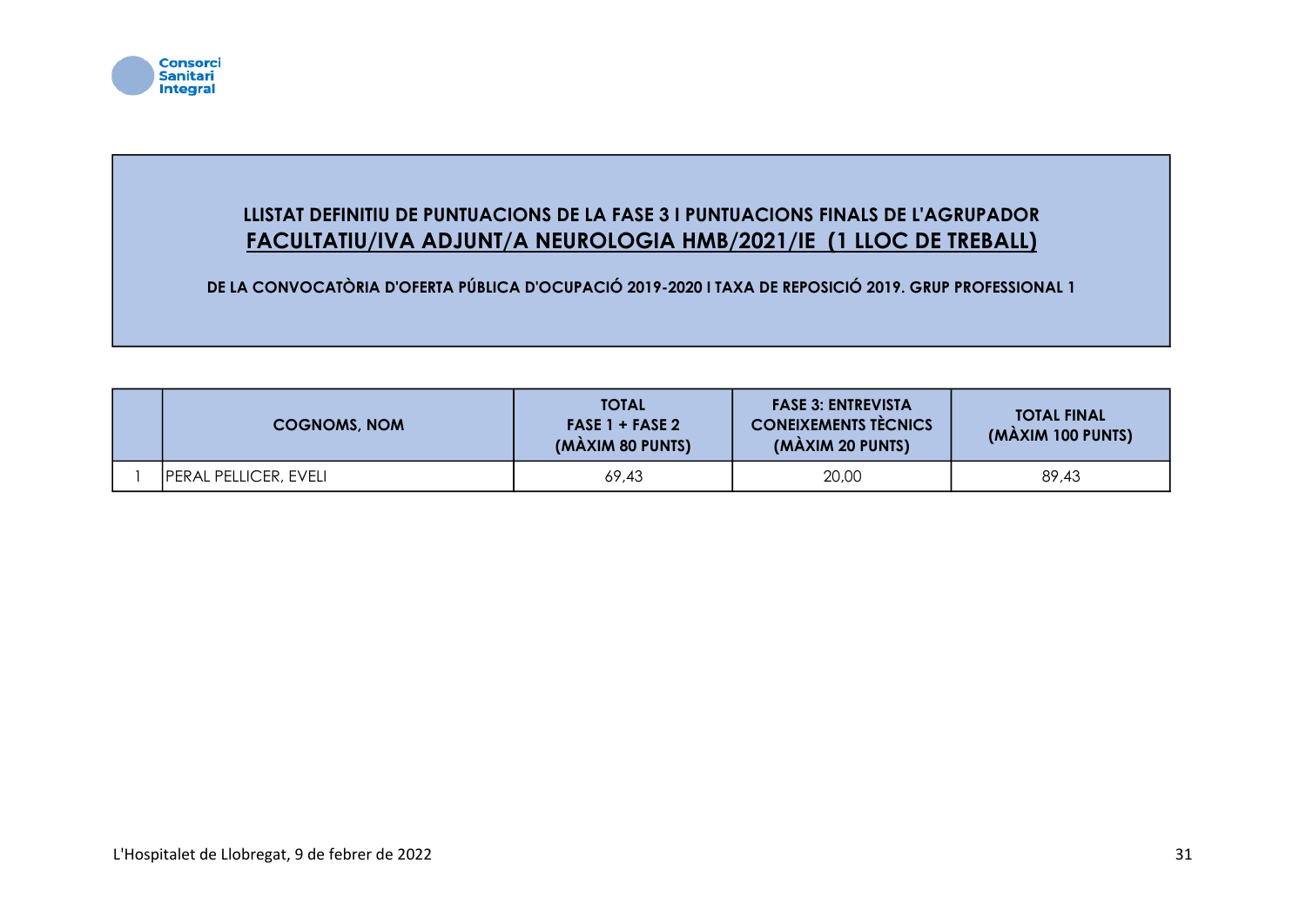Consorci Sanitari Integral

**LLISTAT DEFINITIU DE PUNTUACIONS DE LA FASE 3 I PUNTUACIONS FINALS DE L'AGRUPADOR**

**FACULTATIU/IVA ADJUNT/A NEUROLOGIA HMB/2021/IE (1 LLOC DE TREBALL)**

**DE LA CONVOCATÒRIA D'OFERTA PÚBLICA D'OCUPACIÓ 2019-2020 I TAXA DE REPOSICIÓ 2019. GRUP PROFESSIONAL 1**

| | COGNOMS, NOM | TOTAL FASE 1 + FASE 2 (MÀXIM 80 PUNTS) | FASE 3: ENTREVISTA CONEIXEMENTS TÈCNICS (MÀXIM 20 PUNTS) | TOTAL FINAL (MÀXIM 100 PUNTS) |
|---|---|---|---|---|
| 1 | PERAL PELLICER, EVELI | 69,43 | 20,00 | 89,43 |

L'Hospitalet de Llobregat, 9 de febrer de 2022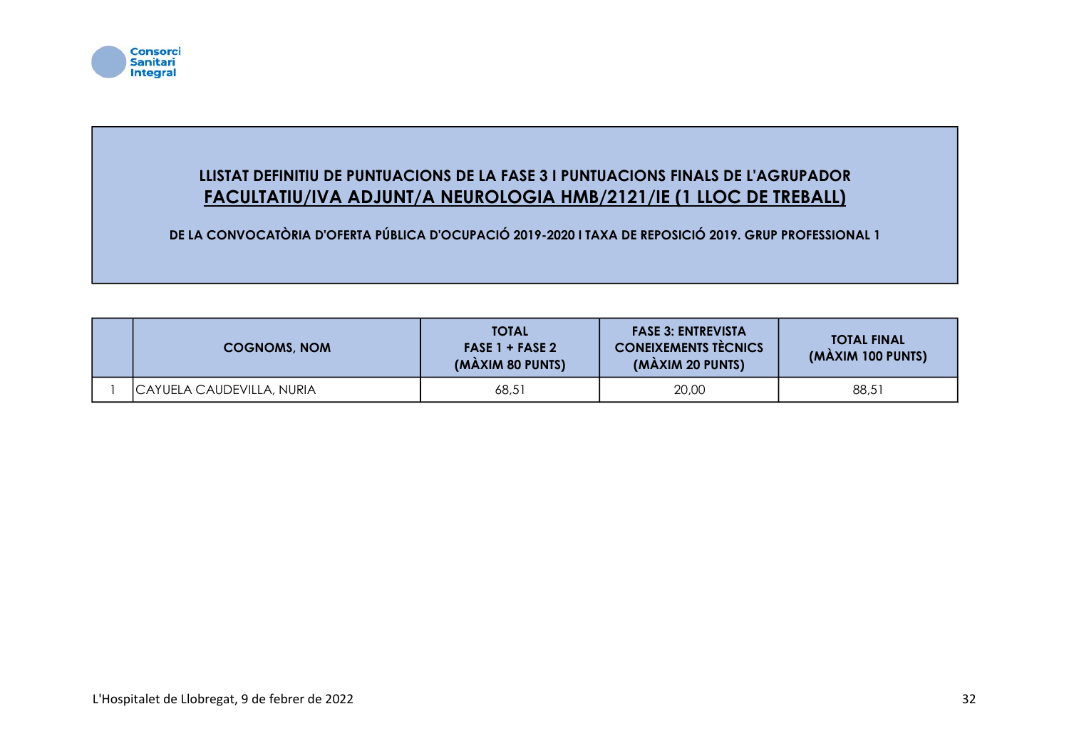**LLISTAT DEFINITIU DE PUNTUACIONS DE LA FASE 3 I PUNTUACIONS FINALS DE L'AGRUPADOR**

**FACULTATIU/IVA ADJUNT/A NEUROLOGIA HMB/2121/IE (1 LLOC DE TREBALL)**

**DE LA CONVOCATÒRIA D'OFERTA PÚBLICA D'OCUPACIÓ 2019-2020 I TAXA DE REPOSICIÓ 2019. GRUP PROFESSIONAL 1**

| | COGNOMS, NOM | TOTAL FASE 1 + FASE 2 (MÀXIM 80 PUNTS) | FASE 3: ENTREVISTA CONEIXEMENTS TÈCNICS (MÀXIM 20 PUNTS) | TOTAL FINAL (MÀXIM 100 PUNTS) |
|---|---|---|---|---|
| 1 | CAYUELA CAUDEVILLA, NURIA | 68,51 | 20,00 | 88,51 |

L'Hospitalet de Llobregat, 9 de febrer de 2022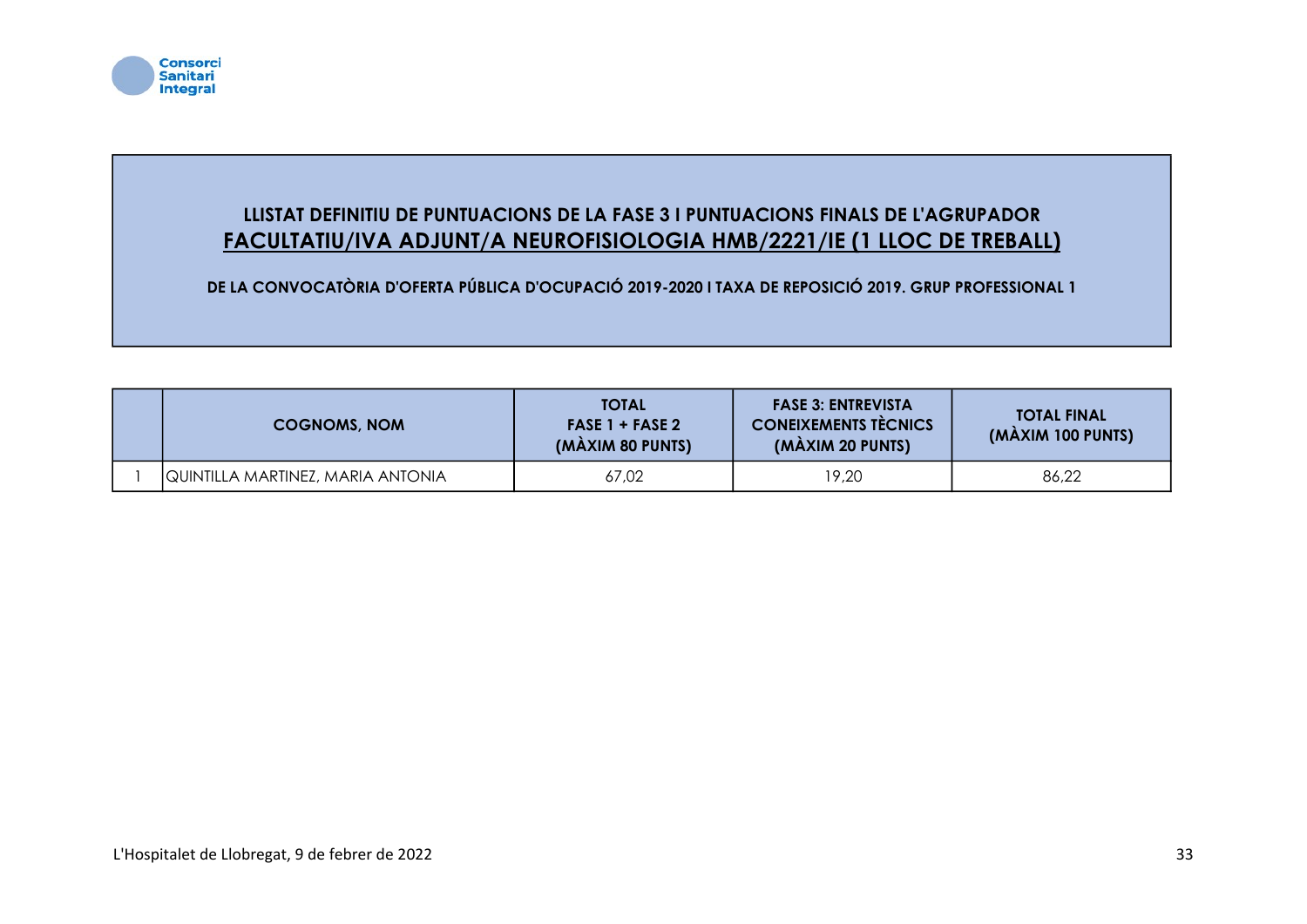Consorci Sanitari Integral

**LLISTAT DEFINITIU DE PUNTUACIONS DE LA FASE 3 I PUNTUACIONS FINALS DE L'AGRUPADOR**

**FACULTATIU/IVA ADJUNT/A NEUROFISIOLOGIA HMB/2221/IE (1 LLOC DE TREBALL)**

**DE LA CONVOCATÒRIA D'OFERTA PÚBLICA D'OCUPACIÓ 2019-2020 I TAXA DE REPOSICIÓ 2019. GRUP PROFESSIONAL 1**

| | COGNOMS, NOM | TOTAL FASE 1 + FASE 2 (MÀXIM 80 PUNTS) | FASE 3: ENTREVISTA CONEIXEMENTS TÈCNICS (MÀXIM 20 PUNTS) | TOTAL FINAL (MÀXIM 100 PUNTS) |
|---|---|---|---|---|
| 1 | QUINTILLA MARTINEZ, MARIA ANTONIA | 67,02 | 19,20 | 86,22 |

L'Hospitalet de Llobregat, 9 de febrer de 2022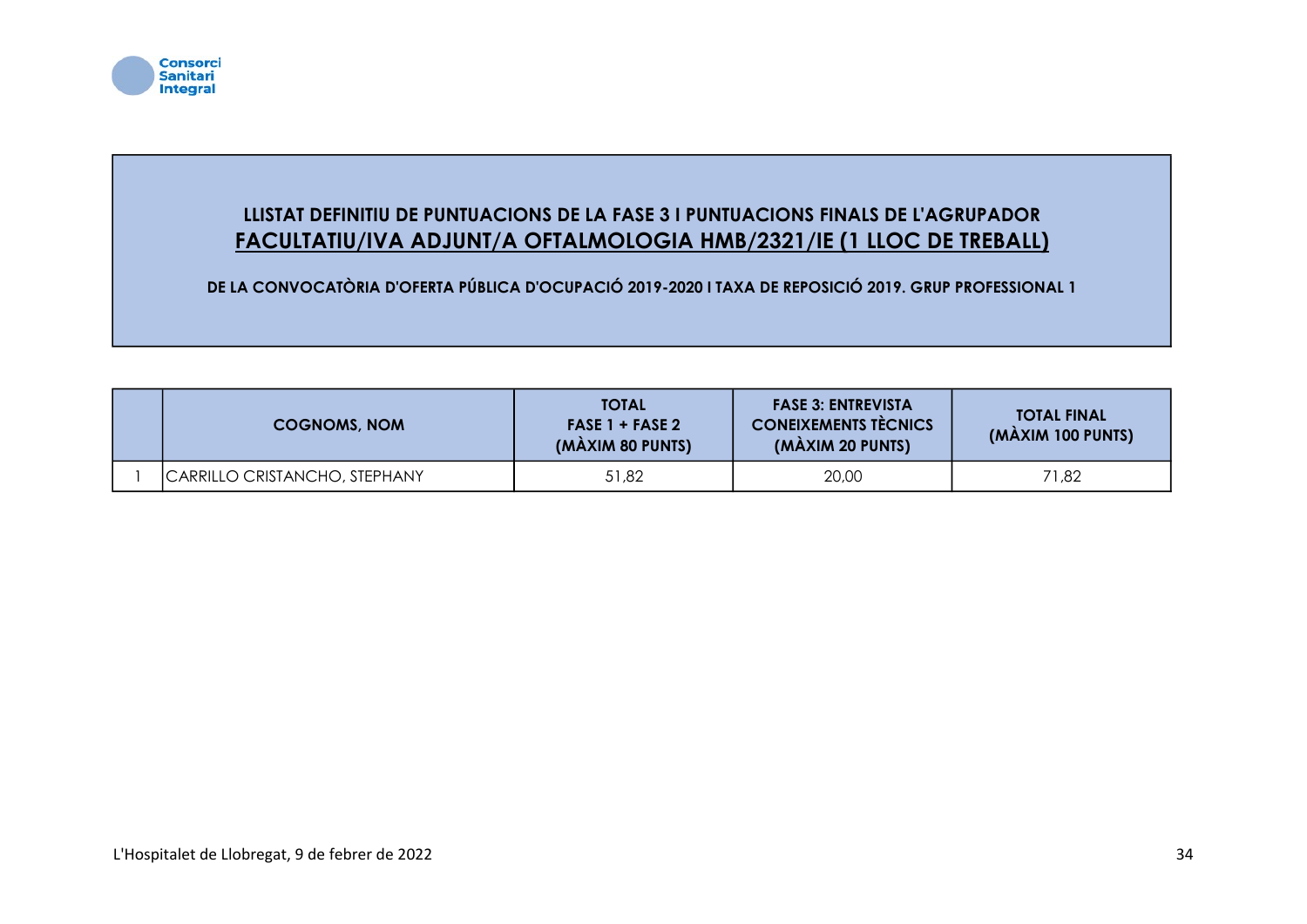**LLISTAT DEFINITIU DE PUNTUACIONS DE LA FASE 3 I PUNTUACIONS FINALS DE L'AGRUPADOR**

**FACULTATIU/IVA ADJUNT/A OFTALMOLOGIA HMB/2321/IE (1 LLOC DE TREBALL)**

**DE LA CONVOCATÒRIA D'OFERTA PÚBLICA D'OCUPACIÓ 2019-2020 I TAXA DE REPOSICIÓ 2019. GRUP PROFESSIONAL 1**

| | COGNOMS, NOM | TOTAL FASE 1 + FASE 2 (MÀXIM 80 PUNTS) | FASE 3: ENTREVISTA CONEIXEMENTS TÈCNICS (MÀXIM 20 PUNTS) | TOTAL FINAL (MÀXIM 100 PUNTS) |
|---|---|---|---|---|
| 1 | CARRILLO CRISTANCHO, STEPHANY | 51,82 | 20,00 | 71,82 |

L'Hospitalet de Llobregat, 9 de febrer de 2022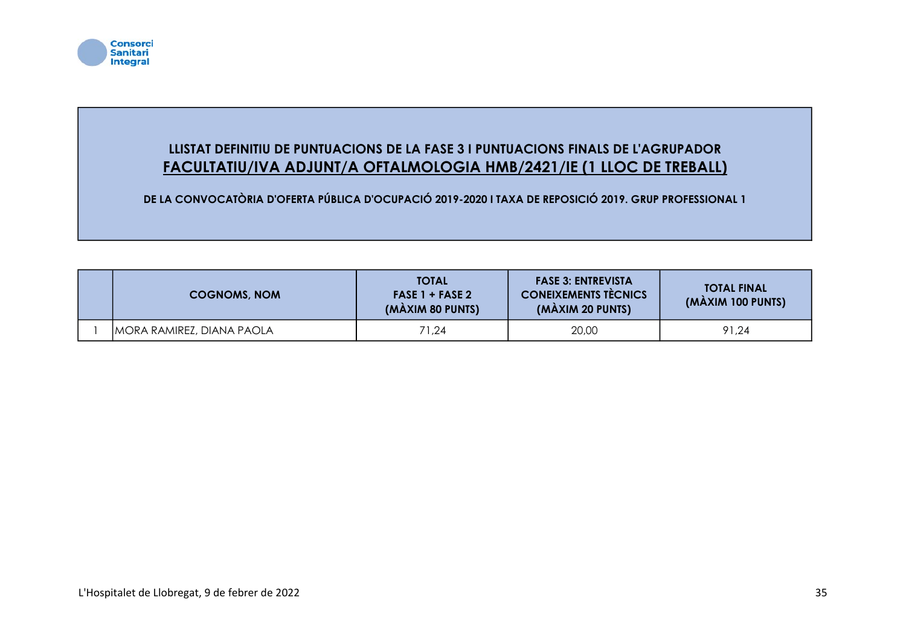**LLISTAT DEFINITIU DE PUNTUACIONS DE LA FASE 3 I PUNTUACIONS FINALS DE L'AGRUPADOR**

**FACULTATIU/IVA ADJUNT/A OFTALMOLOGIA HMB/2421/IE (1 LLOC DE TREBALL)**

**DE LA CONVOCATÒRIA D'OFERTA PÚBLICA D'OCUPACIÓ 2019-2020 I TAXA DE REPOSICIÓ 2019. GRUP PROFESSIONAL 1**

| | COGNOMS, NOM | TOTAL FASE 1 + FASE 2 (MÀXIM 80 PUNTS) | FASE 3: ENTREVISTA CONEIXEMENTS TÈCNICS (MÀXIM 20 PUNTS) | TOTAL FINAL (MÀXIM 100 PUNTS) |
|---|---|---|---|---|
| 1 | MORA RAMIREZ, DIANA PAOLA | 71,24 | 20,00 | 91,24 |

L'Hospitalet de Llobregat, 9 de febrer de 2022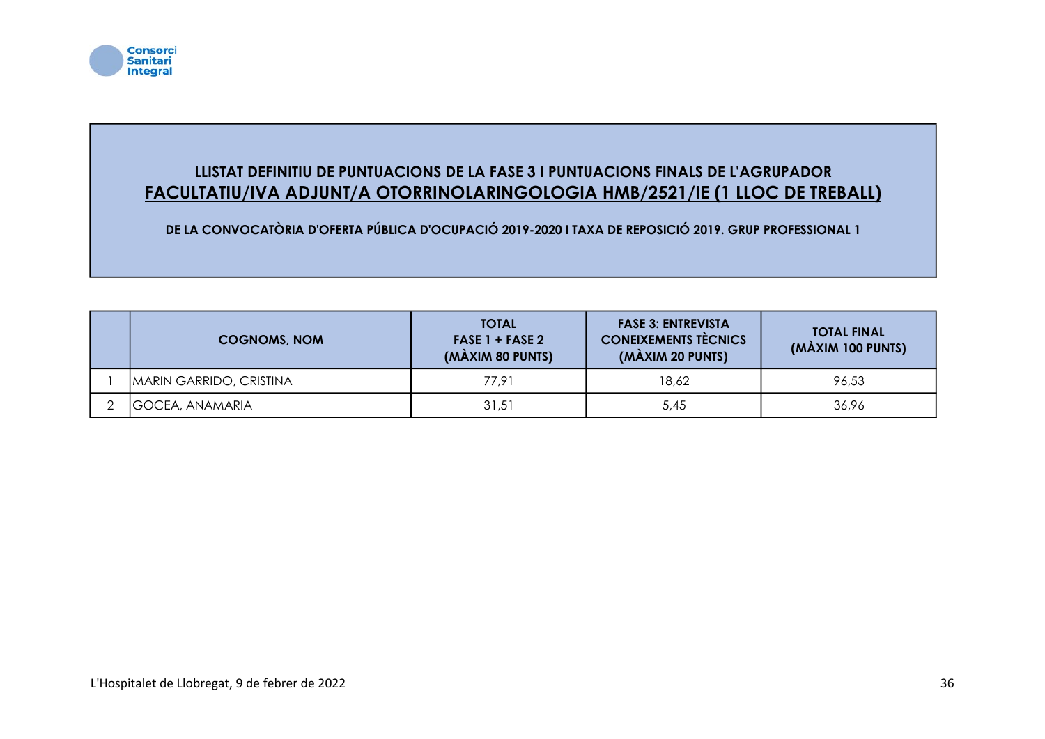Consorci Sanitari Integral

**LLISTAT DEFINITIU DE PUNTUACIONS DE LA FASE 3 I PUNTUACIONS FINALS DE L'AGRUPADOR**

**FACULTATIU/IVA ADJUNT/A OTORRINOLARINGOLOGIA HMB/2521/IE (1 LLOC DE TREBALL)**

**DE LA CONVOCATÒRIA D'OFERTA PÚBLICA D'OCUPACIÓ 2019-2020 I TAXA DE REPOSICIÓ 2019. GRUP PROFESSIONAL 1**

| | COGNOMS, NOM | TOTAL FASE 1 + FASE 2 (MÀXIM 80 PUNTS) | FASE 3: ENTREVISTA CONEIXEMENTS TÈCNICS (MÀXIM 20 PUNTS) | TOTAL FINAL (MÀXIM 100 PUNTS) |
|---|---|---|---|---|
| 1 | MARIN GARRIDO, CRISTINA | 77,91 | 18,62 | 96,53 |
| 2 | GOCEA, ANAMARIA | 31,51 | 5,45 | 36,96 |

L'Hospitalet de Llobregat, 9 de febrer de 2022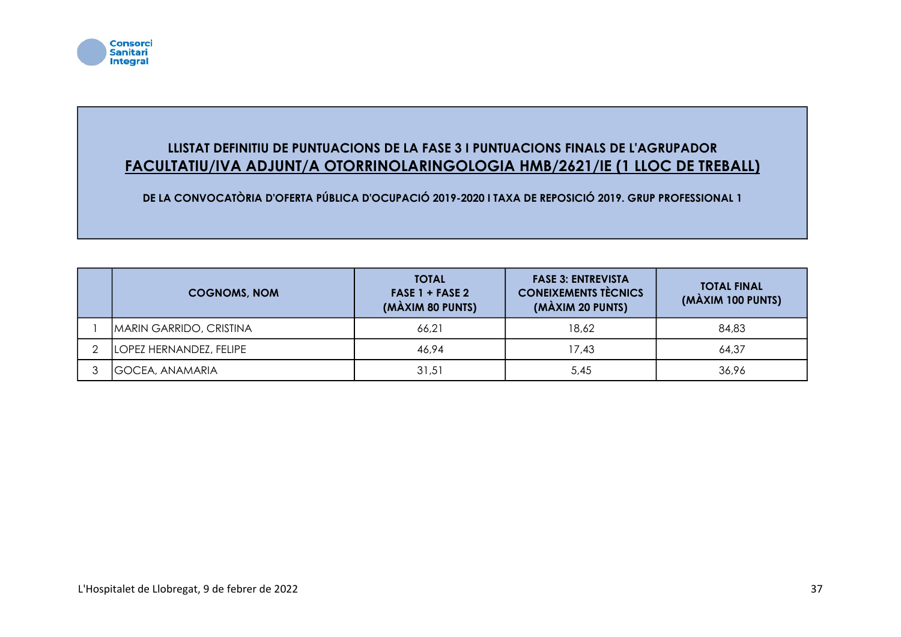**LLISTAT DEFINITIU DE PUNTUACIONS DE LA FASE 3 I PUNTUACIONS FINALS DE L'AGRUPADOR**

**FACULTATIU/IVA ADJUNT/A OTORRINOLARINGOLOGIA HMB/2621/IE (1 LLOC DE TREBALL)**

**DE LA CONVOCATÒRIA D'OFERTA PÚBLICA D'OCUPACIÓ 2019-2020 I TAXA DE REPOSICIÓ 2019. GRUP PROFESSIONAL 1**

| | COGNOMS, NOM | TOTAL FASE 1 + FASE 2 (MÀXIM 80 PUNTS) | FASE 3: ENTREVISTA CONEIXEMENTS TÈCNICS (MÀXIM 20 PUNTS) | TOTAL FINAL (MÀXIM 100 PUNTS) |
|---|---|---|---|---|
| 1 | MARIN GARRIDO, CRISTINA | 66,21 | 18,62 | 84,83 |
| 2 | LOPEZ HERNANDEZ, FELIPE | 46,94 | 17,43 | 64,37 |
| 3 | GOCEA, ANAMARIA | 31,51 | 5,45 | 36,96 |

L'Hospitalet de Llobregat, 9 de febrer de 2022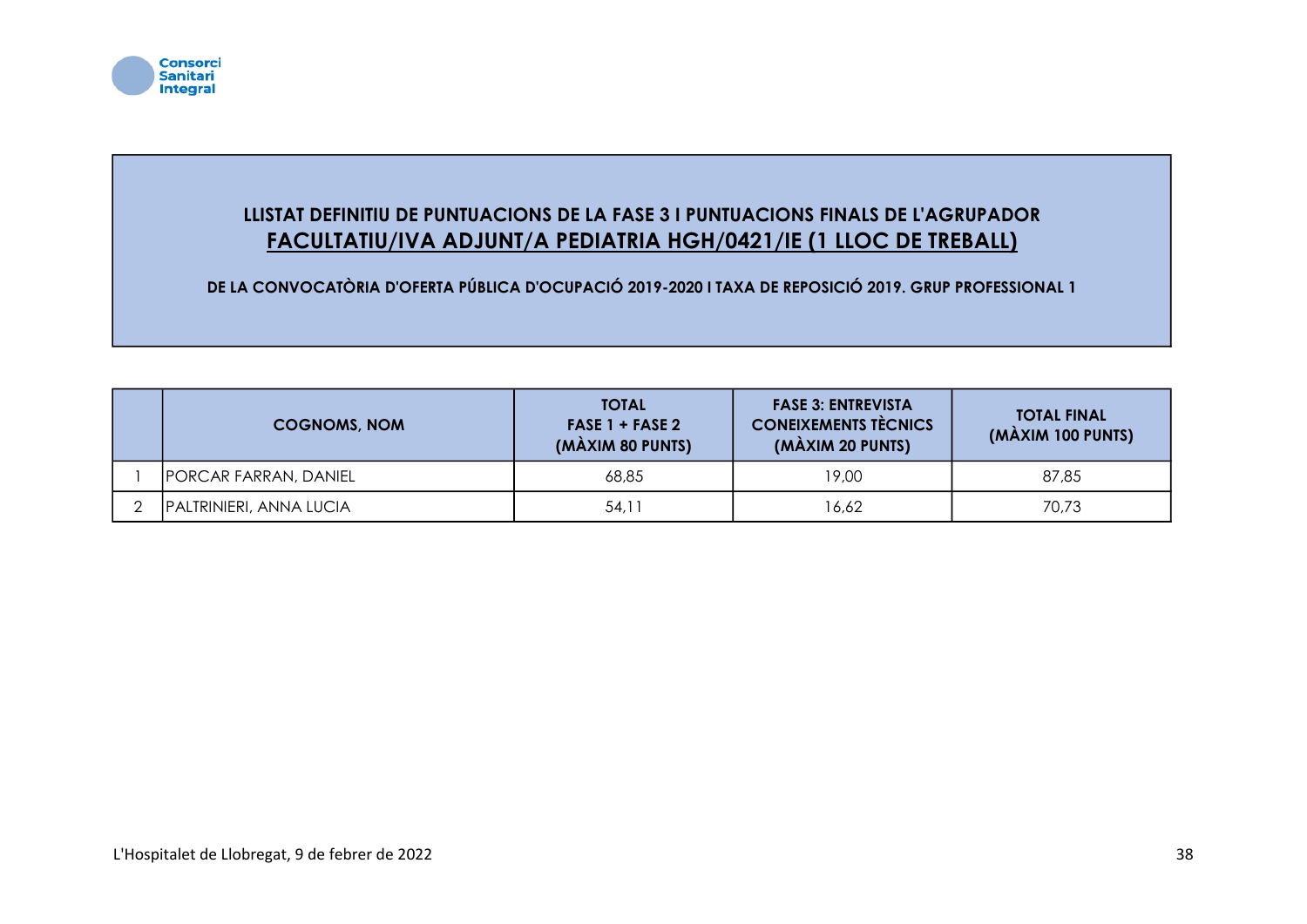**LLISTAT DEFINITIU DE PUNTUACIONS DE LA FASE 3 I PUNTUACIONS FINALS DE L'AGRUPADOR**

**FACULTATIU/IVA ADJUNT/A PEDIATRIA HGH/0421/IE (1 LLOC DE TREBALL)**

**DE LA CONVOCATÒRIA D'OFERTA PÚBLICA D'OCUPACIÓ 2019-2020 I TAXA DE REPOSICIÓ 2019. GRUP PROFESSIONAL 1**

| | COGNOMS, NOM | TOTAL FASE 1 + FASE 2 (MÀXIM 80 PUNTS) | FASE 3: ENTREVISTA CONEIXEMENTS TÈCNICS (MÀXIM 20 PUNTS) | TOTAL FINAL (MÀXIM 100 PUNTS) |
|---|---|---|---|---|
| 1 | PORCAR FARRAN, DANIEL | 68,85 | 19,00 | 87,85 |
| 2 | PALTRINIERI, ANNA LUCIA | 54,11 | 16,62 | 70,73 |

L'Hospitalet de Llobregat, 9 de febrer de 2022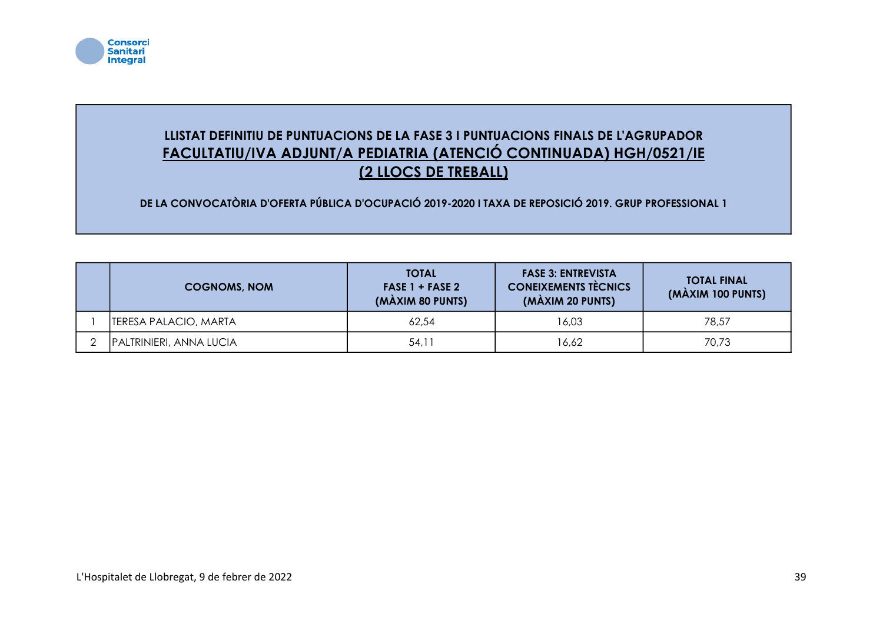Consorci Sanitari Integral

**LLISTAT DEFINITIU DE PUNTUACIONS DE LA FASE 3 I PUNTUACIONS FINALS DE L'AGRUPADOR**
**FACULTATIU/IVA ADJUNT/A PEDIATRIA (ATENCIÓ CONTINUADA) HGH/0521/IE**
**(2 LLOCS DE TREBALL)**

**DE LA CONVOCATÒRIA D'OFERTA PÚBLICA D'OCUPACIÓ 2019-2020 I TAXA DE REPOSICIÓ 2019. GRUP PROFESSIONAL 1**

| | COGNOMS, NOM | TOTAL FASE 1 + FASE 2 (MÀXIM 80 PUNTS) | FASE 3: ENTREVISTA CONEIXEMENTS TÈCNICS (MÀXIM 20 PUNTS) | TOTAL FINAL (MÀXIM 100 PUNTS) |
|---|---|---|---|---|
| 1 | TERESA PALACIO, MARTA | 62,54 | 16,03 | 78,57 |
| 2 | PALTRINIERI, ANNA LUCIA | 54,11 | 16,62 | 70,73 |

L'Hospitalet de Llobregat, 9 de febrer de 2022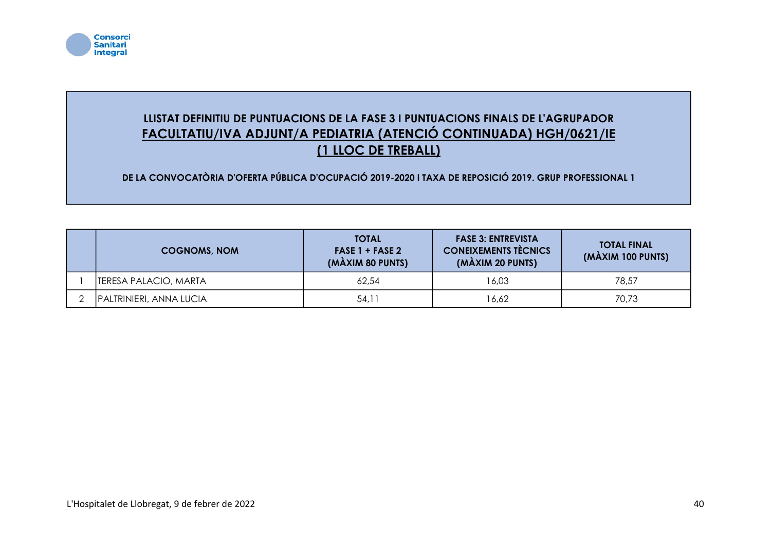**LLISTAT DEFINITIU DE PUNTUACIONS DE LA FASE 3 I PUNTUACIONS FINALS DE L'AGRUPADOR**

**FACULTATIU/IVA ADJUNT/A PEDIATRIA (ATENCIÓ CONTINUADA) HGH/0621/IE**

**(1 LLOC DE TREBALL)**

**DE LA CONVOCATÒRIA D'OFERTA PÚBLICA D'OCUPACIÓ 2019-2020 I TAXA DE REPOSICIÓ 2019. GRUP PROFESSIONAL 1**

| | COGNOMS, NOM | TOTAL FASE 1 + FASE 2 (MÀXIM 80 PUNTS) | FASE 3: ENTREVISTA CONEIXEMENTS TÈCNICS (MÀXIM 20 PUNTS) | TOTAL FINAL (MÀXIM 100 PUNTS) |
|---|---|---|---|---|
| 1 | TERESA PALACIO, MARTA | 62,54 | 16,03 | 78,57 |
| 2 | PALTRINIERI, ANNA LUCIA | 54,11 | 16,62 | 70,73 |

L'Hospitalet de Llobregat, 9 de febrer de 2022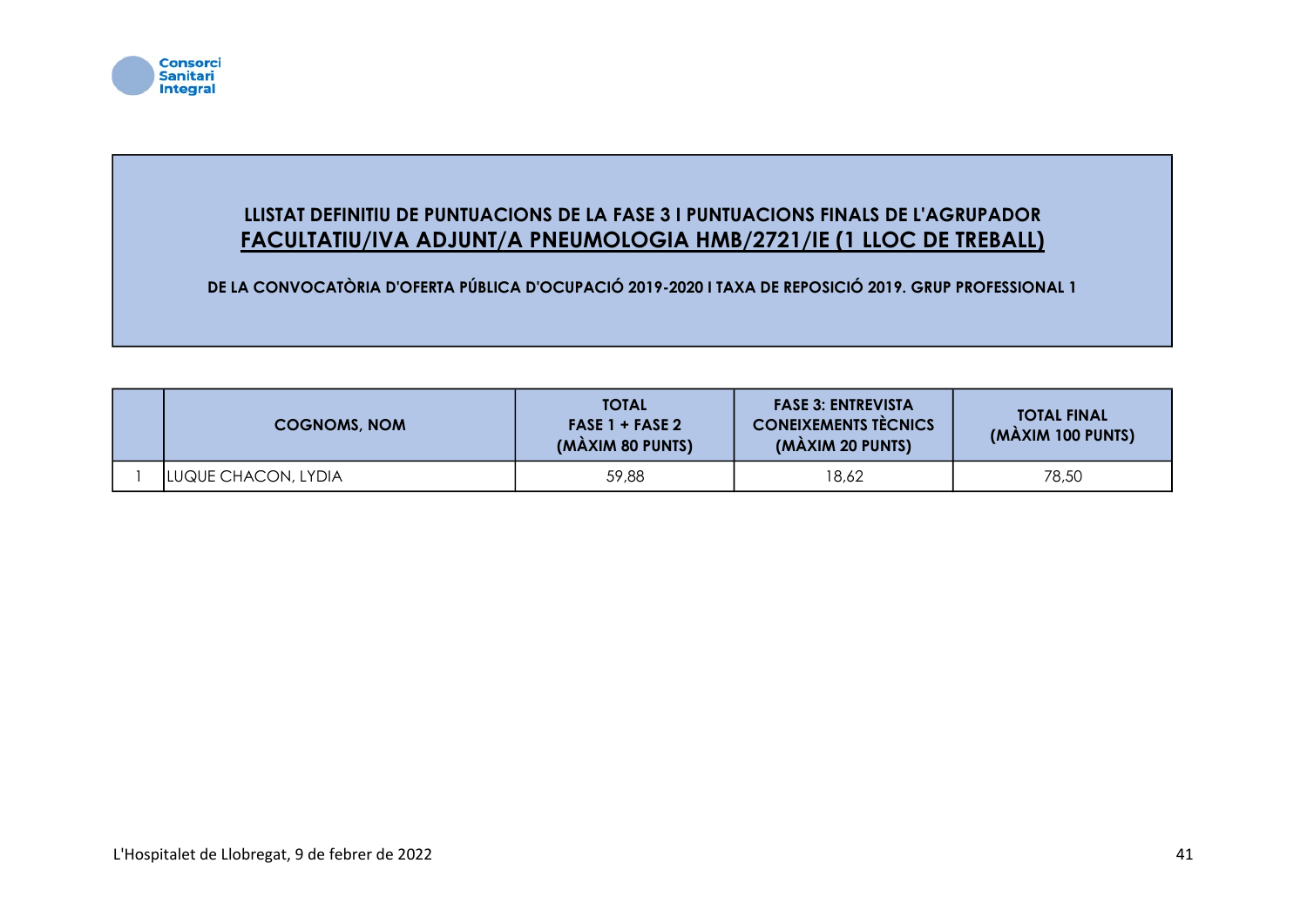**LLISTAT DEFINITIU DE PUNTUACIONS DE LA FASE 3 I PUNTUACIONS FINALS DE L'AGRUPADOR**

**FACULTATIU/IVA ADJUNT/A PNEUMOLOGIA HMB/2721/IE (1 LLOC DE TREBALL)**

**DE LA CONVOCATÒRIA D'OFERTA PÚBLICA D'OCUPACIÓ 2019-2020 I TAXA DE REPOSICIÓ 2019. GRUP PROFESSIONAL 1**

| | COGNOMS, NOM | TOTAL FASE 1 + FASE 2 (MÀXIM 80 PUNTS) | FASE 3: ENTREVISTA CONEIXEMENTS TÈCNICS (MÀXIM 20 PUNTS) | TOTAL FINAL (MÀXIM 100 PUNTS) |
|---|---|---|---|---|
| 1 | LUQUE CHACON, LYDIA | 59,88 | 18,62 | 78,50 |

L'Hospitalet de Llobregat, 9 de febrer de 2022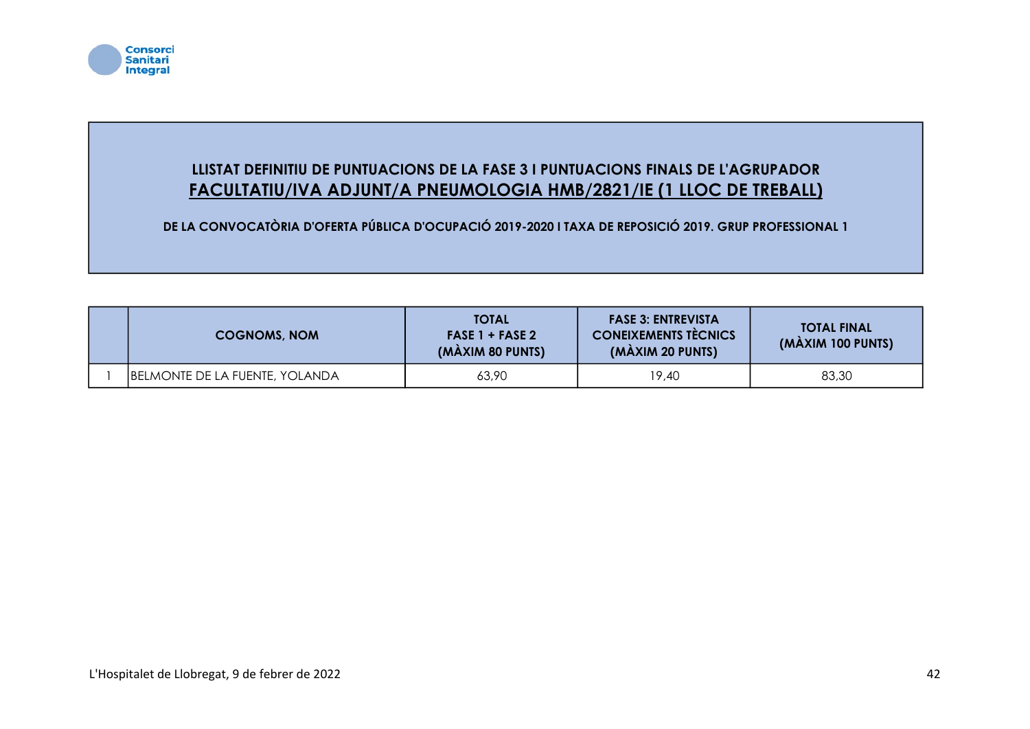**LLISTAT DEFINITIU DE PUNTUACIONS DE LA FASE 3 I PUNTUACIONS FINALS DE L'AGRUPADOR**

**FACULTATIU/IVA ADJUNT/A PNEUMOLOGIA HMB/2821/IE (1 LLOC DE TREBALL)**

**DE LA CONVOCATÒRIA D'OFERTA PÚBLICA D'OCUPACIÓ 2019-2020 I TAXA DE REPOSICIÓ 2019. GRUP PROFESSIONAL 1**

| | COGNOMS, NOM | TOTAL FASE 1 + FASE 2 (MÀXIM 80 PUNTS) | FASE 3: ENTREVISTA CONEIXEMENTS TÈCNICS (MÀXIM 20 PUNTS) | TOTAL FINAL (MÀXIM 100 PUNTS) |
|---|---|---|---|---|
| 1 | BELMONTE DE LA FUENTE, YOLANDA | 63,90 | 19,40 | 83,30 |

L'Hospitalet de Llobregat, 9 de febrer de 2022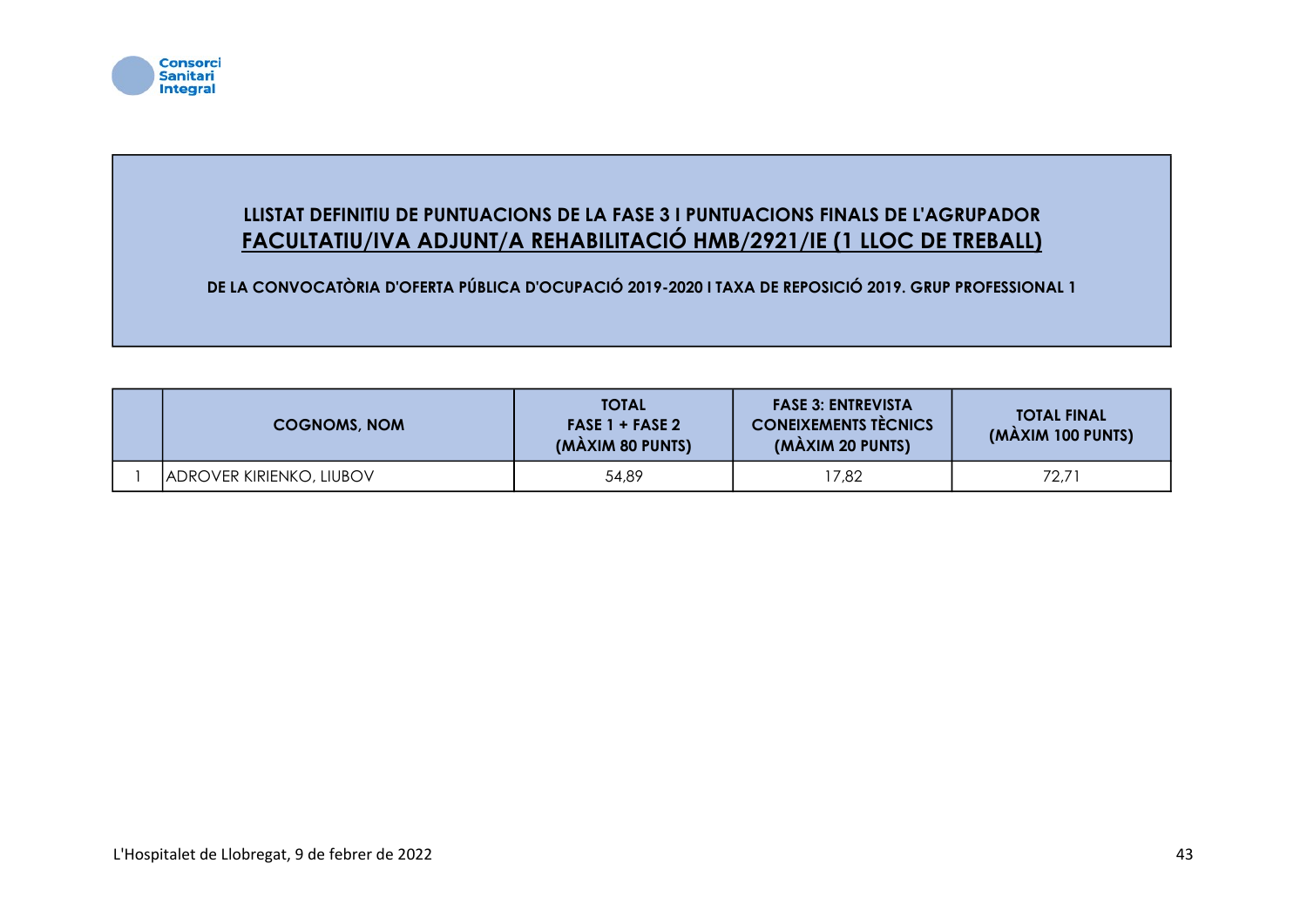**LLISTAT DEFINITIU DE PUNTUACIONS DE LA FASE 3 I PUNTUACIONS FINALS DE L'AGRUPADOR**

**FACULTATIU/IVA ADJUNT/A REHABILITACIÓ HMB/2921/IE (1 LLOC DE TREBALL)**

**DE LA CONVOCATÒRIA D'OFERTA PÚBLICA D'OCUPACIÓ 2019-2020 I TAXA DE REPOSICIÓ 2019. GRUP PROFESSIONAL 1**

| | COGNOMS, NOM | TOTAL FASE 1 + FASE 2 (MÀXIM 80 PUNTS) | FASE 3: ENTREVISTA CONEIXEMENTS TÈCNICS (MÀXIM 20 PUNTS) | TOTAL FINAL (MÀXIM 100 PUNTS) |
|---|---|---|---|---|
| 1 | ADROVER KIRIENKO, LIUBOV | 54,89 | 17,82 | 72,71 |

L'Hospitalet de Llobregat, 9 de febrer de 2022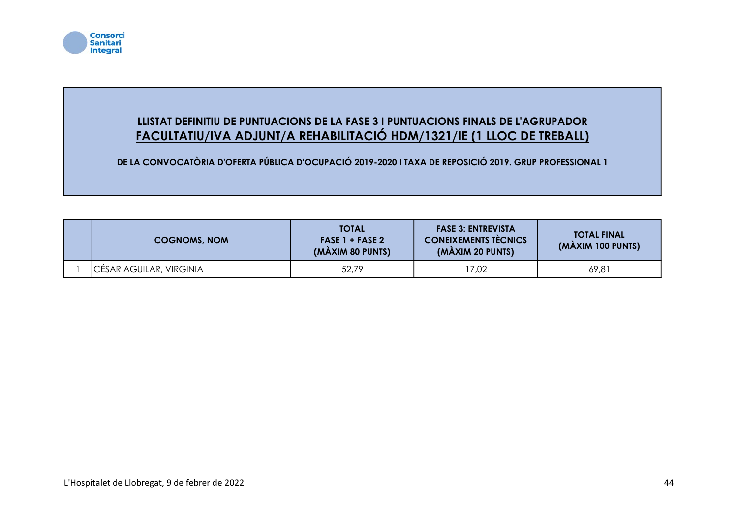Consorci Sanitari Integral

**LLISTAT DEFINITIU DE PUNTUACIONS DE LA FASE 3 I PUNTUACIONS FINALS DE L'AGRUPADOR**
**FACULTATIU/IVA ADJUNT/A REHABILITACIÓ HDM/1321/IE (1 LLOC DE TREBALL)**

**DE LA CONVOCATÒRIA D'OFERTA PÚBLICA D'OCUPACIÓ 2019-2020 I TAXA DE REPOSICIÓ 2019. GRUP PROFESSIONAL 1**

| | COGNOMS, NOM | TOTAL FASE 1 + FASE 2 (MÀXIM 80 PUNTS) | FASE 3: ENTREVISTA CONEIXEMENTS TÈCNICS (MÀXIM 20 PUNTS) | TOTAL FINAL (MÀXIM 100 PUNTS) |
|---|---|---|---|---|
| 1 | CÉSAR AGUILAR, VIRGINIA | 52,79 | 17,02 | 69,81 |

L'Hospitalet de Llobregat, 9 de febrer de 2022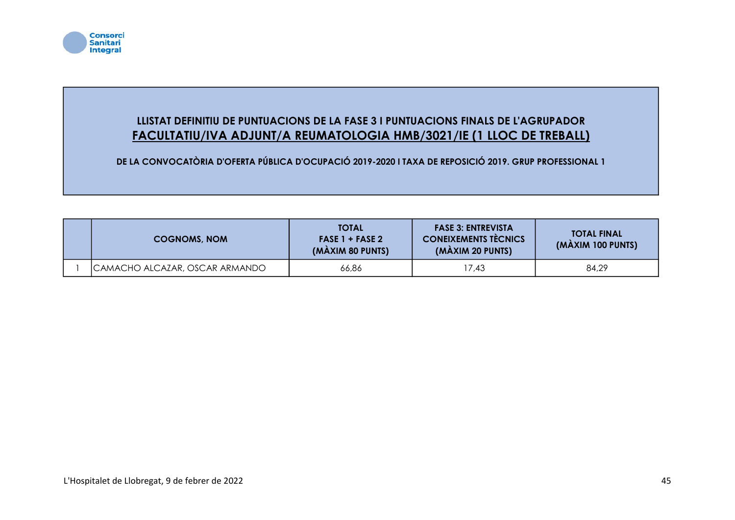Consorci Sanitari Integral

**LLISTAT DEFINITIU DE PUNTUACIONS DE LA FASE 3 I PUNTUACIONS FINALS DE L'AGRUPADOR**

**FACULTATIU/IVA ADJUNT/A REUMATOLOGIA HMB/3021/IE (1 LLOC DE TREBALL)**

**DE LA CONVOCATÒRIA D'OFERTA PÚBLICA D'OCUPACIÓ 2019-2020 I TAXA DE REPOSICIÓ 2019. GRUP PROFESSIONAL 1**

| | COGNOMS, NOM | TOTAL FASE 1 + FASE 2 (MÀXIM 80 PUNTS) | FASE 3: ENTREVISTA CONEIXEMENTS TÈCNICS (MÀXIM 20 PUNTS) | TOTAL FINAL (MÀXIM 100 PUNTS) |
|---|---|---|---|---|
| 1 | CAMACHO ALCAZAR, OSCAR ARMANDO | 66,86 | 17,43 | 84,29 |

L'Hospitalet de Llobregat, 9 de febrer de 2022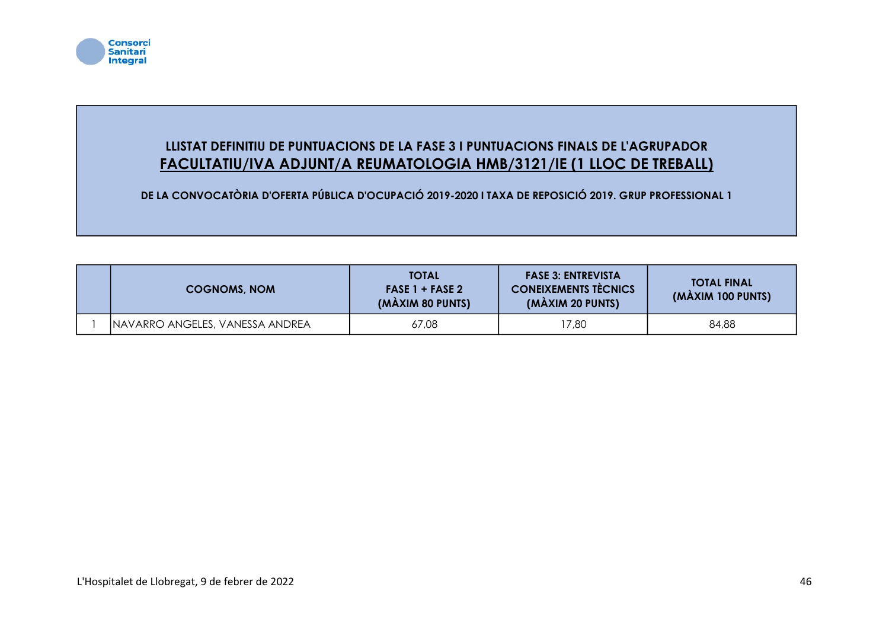**LLISTAT DEFINITIU DE PUNTUACIONS DE LA FASE 3 I PUNTUACIONS FINALS DE L'AGRUPADOR**

**FACULTATIU/IVA ADJUNT/A REUMATOLOGIA HMB/3121/IE (1 LLOC DE TREBALL)**

**DE LA CONVOCATÒRIA D'OFERTA PÚBLICA D'OCUPACIÓ 2019-2020 I TAXA DE REPOSICIÓ 2019. GRUP PROFESSIONAL 1**

| | COGNOMS, NOM | TOTAL FASE 1 + FASE 2 (MÀXIM 80 PUNTS) | FASE 3: ENTREVISTA CONEIXEMENTS TÈCNICS (MÀXIM 20 PUNTS) | TOTAL FINAL (MÀXIM 100 PUNTS) |
|---|---|---|---|---|
| 1 | NAVARRO ANGELES, VANESSA ANDREA | 67,08 | 17,80 | 84,88 |

L'Hospitalet de Llobregat, 9 de febrer de 2022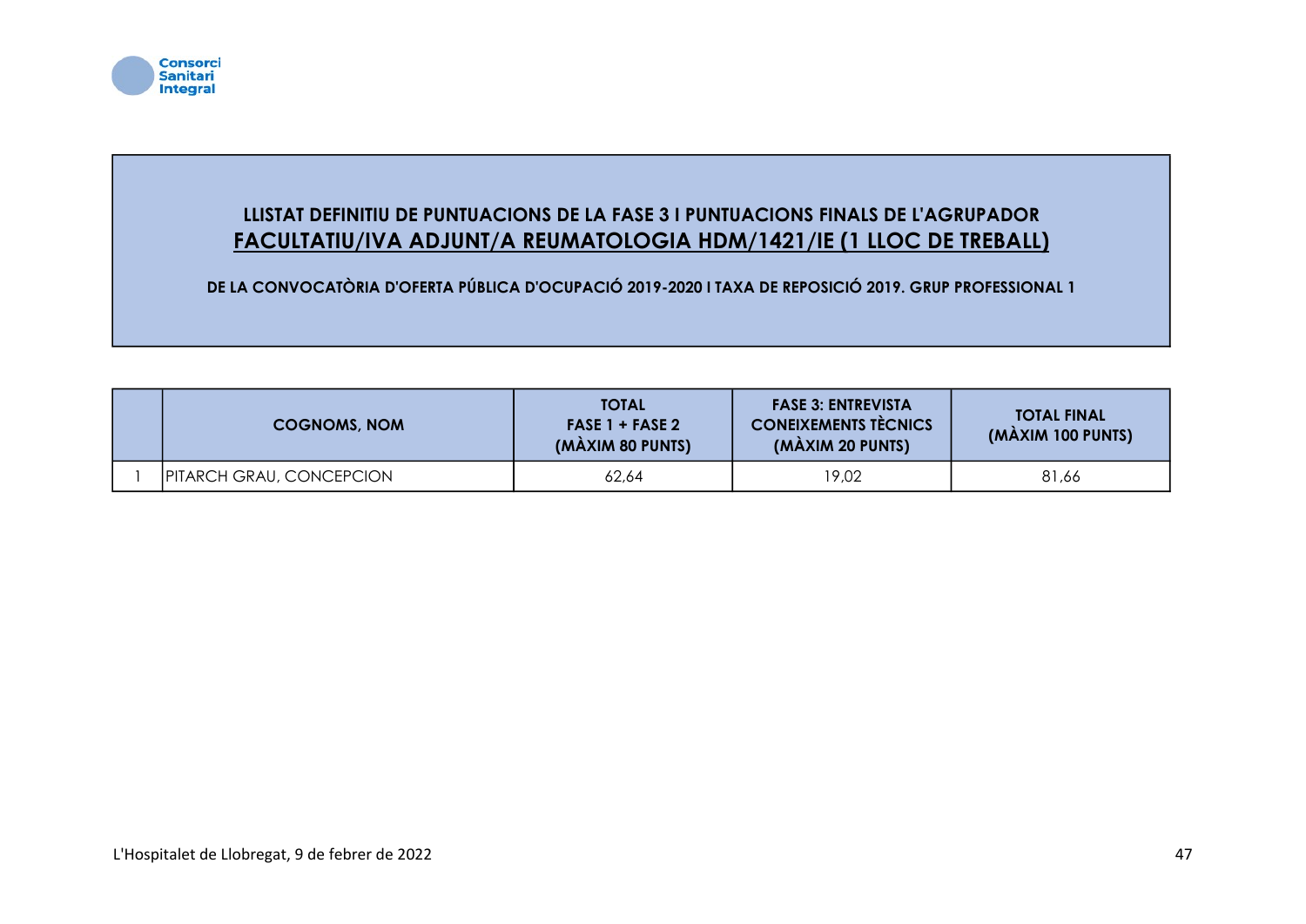Consorci Sanitari Integral

**LLISTAT DEFINITIU DE PUNTUACIONS DE LA FASE 3 I PUNTUACIONS FINALS DE L'AGRUPADOR**

**FACULTATIU/IVA ADJUNT/A REUMATOLOGIA HDM/1421/IE (1 LLOC DE TREBALL)**

**DE LA CONVOCATÒRIA D'OFERTA PÚBLICA D'OCUPACIÓ 2019-2020 I TAXA DE REPOSICIÓ 2019. GRUP PROFESSIONAL 1**

| | COGNOMS, NOM | TOTAL FASE 1 + FASE 2 (MÀXIM 80 PUNTS) | FASE 3: ENTREVISTA CONEIXEMENTS TÈCNICS (MÀXIM 20 PUNTS) | TOTAL FINAL (MÀXIM 100 PUNTS) |
|---|---|---|---|---|
| 1 | PITARCH GRAU, CONCEPCION | 62,64 | 19,02 | 81,66 |

L'Hospitalet de Llobregat, 9 de febrer de 2022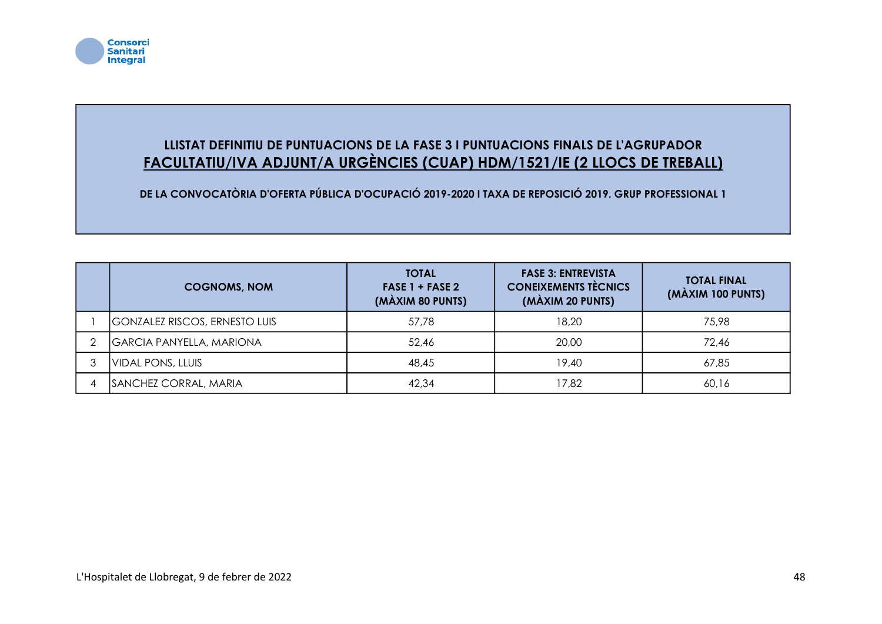Consorci Sanitari Integral

## LLISTAT DEFINITIU DE PUNTUACIONS DE LA FASE 3 I PUNTUACIONS FINALS DE L'AGRUPADOR

## FACULTATIU/IVA ADJUNT/A URGÈNCIES (CUAP) HDM/1521/IE (2 LLOCS DE TREBALL)

**DE LA CONVOCATÒRIA D'OFERTA PÚBLICA D'OCUPACIÓ 2019-2020 I TAXA DE REPOSICIÓ 2019. GRUP PROFESSIONAL 1**

| | COGNOMS, NOM | TOTAL FASE 1 + FASE 2 (MÀXIM 80 PUNTS) | FASE 3: ENTREVISTA CONEIXEMENTS TÈCNICS (MÀXIM 20 PUNTS) | TOTAL FINAL (MÀXIM 100 PUNTS) |
|---|---|---|---|---|
| 1 | GONZALEZ RISCOS, ERNESTO LUIS | 57,78 | 18,20 | 75,98 |
| 2 | GARCIA PANYELLA, MARIONA | 52,46 | 20,00 | 72,46 |
| 3 | VIDAL PONS, LLUIS | 48,45 | 19,40 | 67,85 |
| 4 | SANCHEZ CORRAL, MARIA | 42,34 | 17,82 | 60,16 |

L'Hospitalet de Llobregat, 9 de febrer de 2022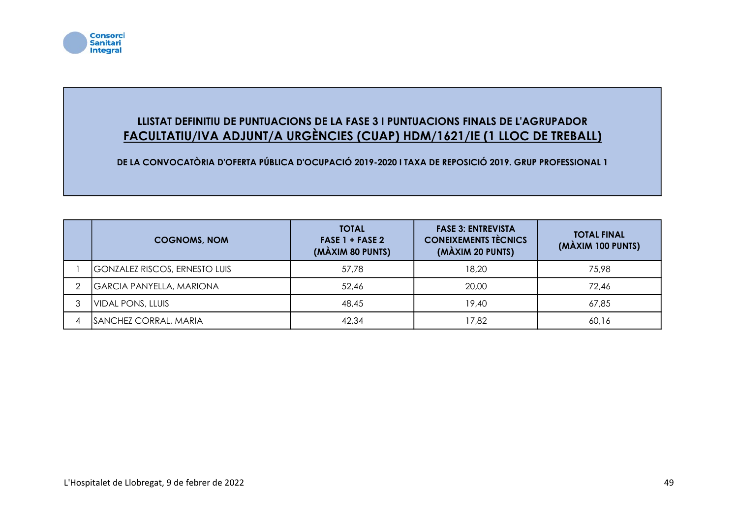Consorci Sanitari Integral

**LLISTAT DEFINITIU DE PUNTUACIONS DE LA FASE 3 I PUNTUACIONS FINALS DE L'AGRUPADOR**

**FACULTATIU/IVA ADJUNT/A URGÈNCIES (CUAP) HDM/1621/IE (1 LLOC DE TREBALL)**

**DE LA CONVOCATÒRIA D'OFERTA PÚBLICA D'OCUPACIÓ 2019-2020 I TAXA DE REPOSICIÓ 2019. GRUP PROFESSIONAL 1**

| | COGNOMS, NOM | TOTAL FASE 1 + FASE 2 (MÀXIM 80 PUNTS) | FASE 3: ENTREVISTA CONEIXEMENTS TÈCNICS (MÀXIM 20 PUNTS) | TOTAL FINAL (MÀXIM 100 PUNTS) |
|---|---|---|---|---|
| 1 | GONZALEZ RISCOS, ERNESTO LUIS | 57,78 | 18,20 | 75,98 |
| 2 | GARCIA PANYELLA, MARIONA | 52,46 | 20,00 | 72,46 |
| 3 | VIDAL PONS, LLUIS | 48,45 | 19,40 | 67,85 |
| 4 | SANCHEZ CORRAL, MARIA | 42,34 | 17,82 | 60,16 |

L'Hospitalet de Llobregat, 9 de febrer de 2022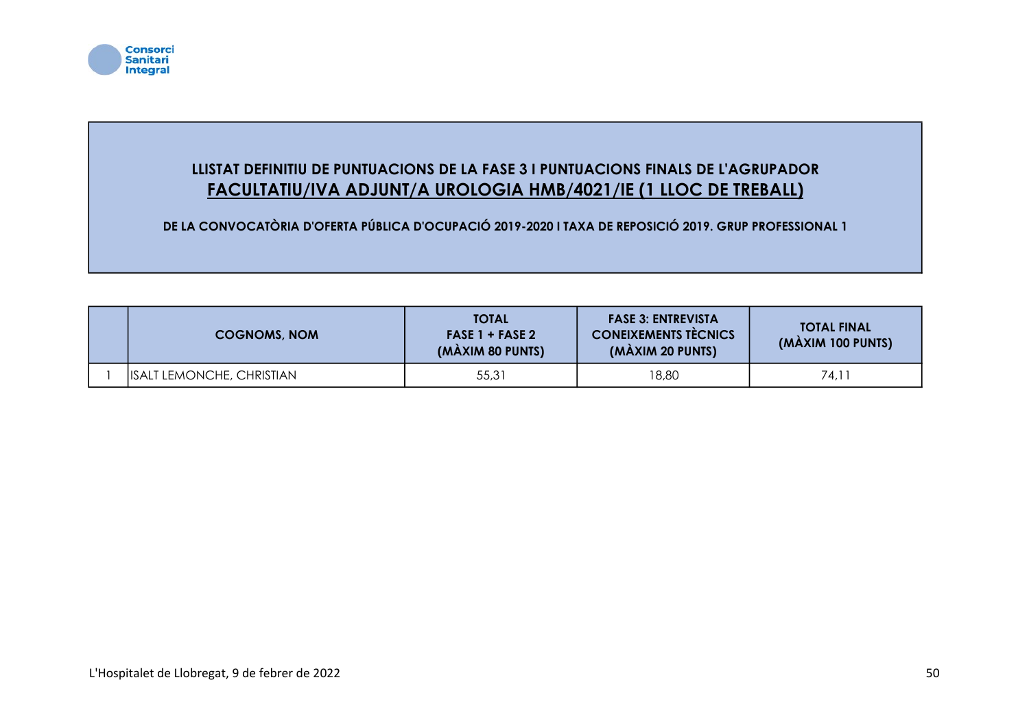**LLISTAT DEFINITIU DE PUNTUACIONS DE LA FASE 3 I PUNTUACIONS FINALS DE L'AGRUPADOR**

**FACULTATIU/IVA ADJUNT/A UROLOGIA HMB/4021/IE (1 LLOC DE TREBALL)**

**DE LA CONVOCATÒRIA D'OFERTA PÚBLICA D'OCUPACIÓ 2019-2020 I TAXA DE REPOSICIÓ 2019. GRUP PROFESSIONAL 1**

| | COGNOMS, NOM | TOTAL FASE 1 + FASE 2 (MÀXIM 80 PUNTS) | FASE 3: ENTREVISTA CONEIXEMENTS TÈCNICS (MÀXIM 20 PUNTS) | TOTAL FINAL (MÀXIM 100 PUNTS) |
|---|---|---|---|---|
| 1 | ISALT LEMONCHE, CHRISTIAN | 55,31 | 18,80 | 74,11 |

L'Hospitalet de Llobregat, 9 de febrer de 2022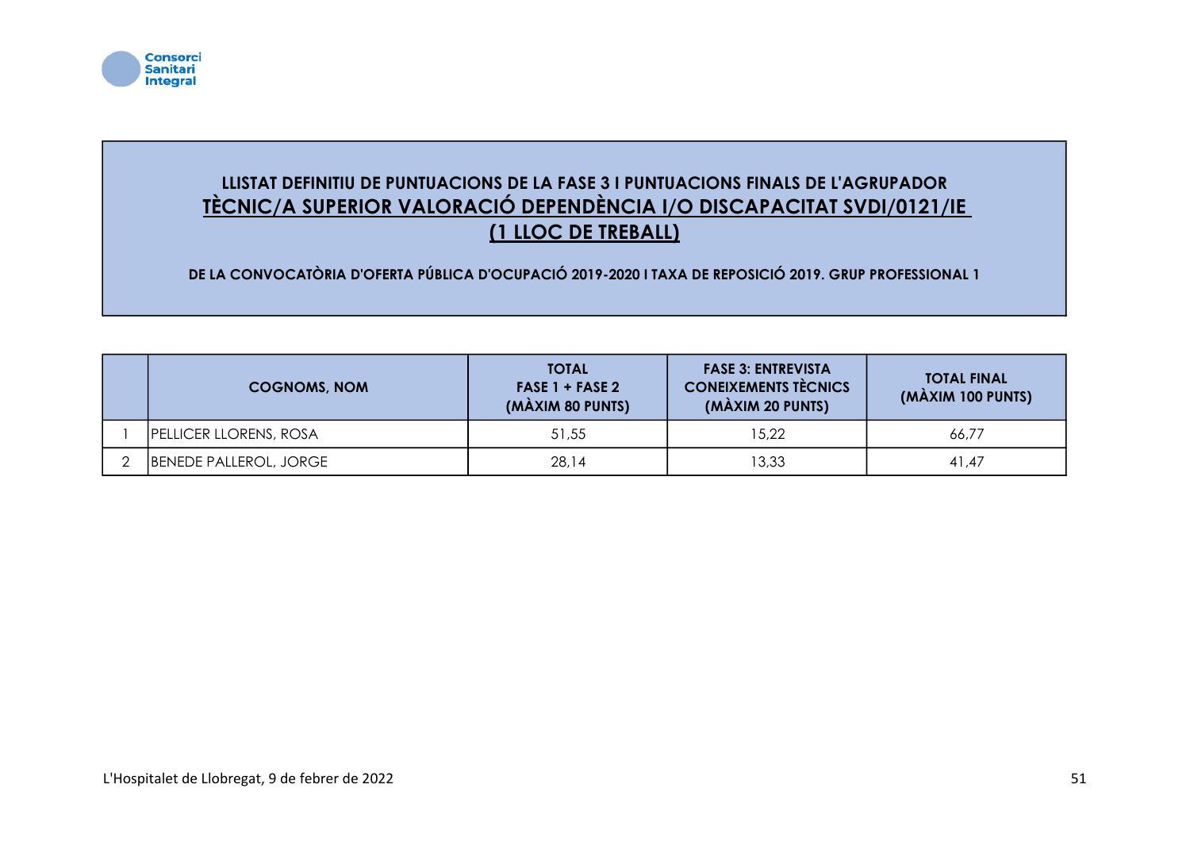## LLISTAT DEFINITIU DE PUNTUACIONS DE LA FASE 3 I PUNTUACIONS FINALS DE L'AGRUPADOR TÈCNIC/A SUPERIOR VALORACIÓ DEPENDÈNCIA I/O DISCAPACITAT SVDI/0121/IE (1 LLOC DE TREBALL)

**DE LA CONVOCATÒRIA D'OFERTA PÚBLICA D'OCUPACIÓ 2019-2020 I TAXA DE REPOSICIÓ 2019. GRUP PROFESSIONAL 1**

| | COGNOMS, NOM | TOTAL FASE 1 + FASE 2 (MÀXIM 80 PUNTS) | FASE 3: ENTREVISTA CONEIXEMENTS TÈCNICS (MÀXIM 20 PUNTS) | TOTAL FINAL (MÀXIM 100 PUNTS) |
|---|---|---|---|---|
| 1 | PELLICER LLORENS, ROSA | 51,55 | 15,22 | 66,77 |
| 2 | BENEDE PALLEROL, JORGE | 28,14 | 13,33 | 41,47 |

L'Hospitalet de Llobregat, 9 de febrer de 2022